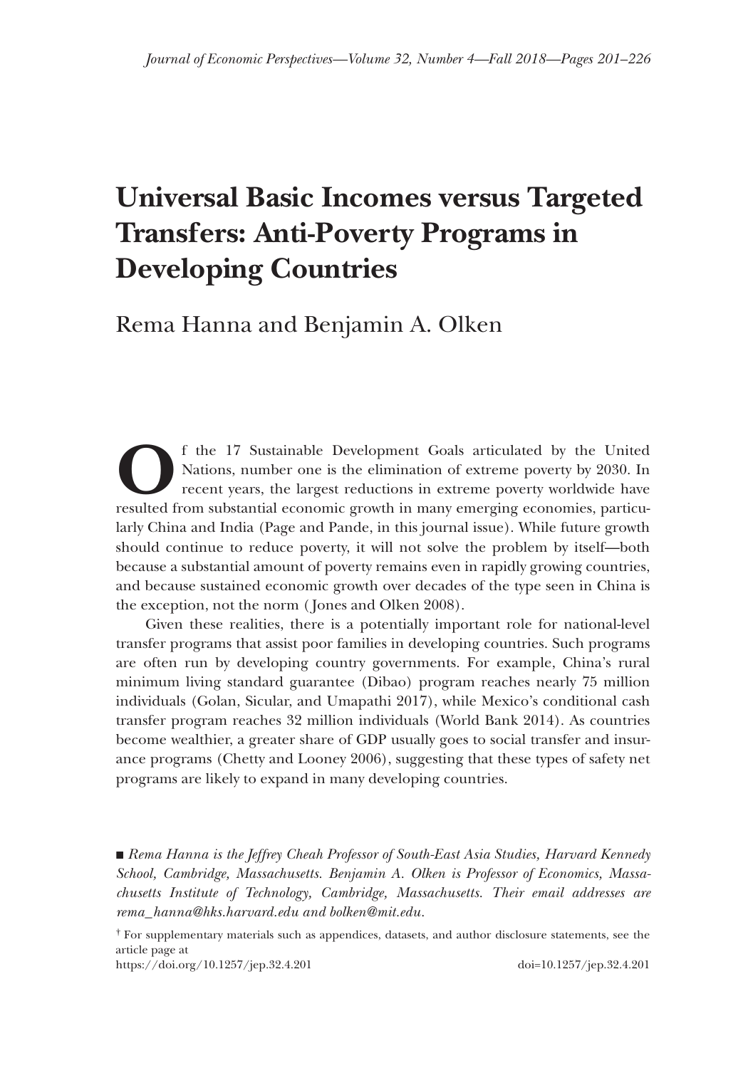# Universal Basic Incomes versus Targeted Transfers: Anti-Poverty Programs in Developing Countries

Rema Hanna and Benjamin A. Olken

Of the 17 Sustainable Development Goals articulated by the United Nations, number one is the elimination of extreme poverty by 2030. In recent years, the largest reductions in extreme poverty worldwide have resulted from substantial economic growth in many emerging economies, particularly China and India (Page and Pande, in this journal issue). While future growth should continue to reduce poverty, it will not solve the problem by itself—both because a substantial amount of poverty remains even in rapidly growing countries, and because sustained economic growth over decades of the type seen in China is the exception, not the norm (Jones and Olken 2008).

Given these realities, there is a potentially important role for national-level transfer programs that assist poor families in developing countries. Such programs are often run by developing country governments. For example, China's rural minimum living standard guarantee (Dibao) program reaches nearly 75 million individuals (Golan, Sicular, and Umapathi 2017), while Mexico's conditional cash transfer program reaches 32 million individuals (World Bank 2014). As countries become wealthier, a greater share of GDP usually goes to social transfer and insurance programs (Chetty and Looney 2006), suggesting that these types of safety net programs are likely to expand in many developing countries.

■ *Rema Hanna is the Jeffrey Cheah Professor of South-East Asia Studies, Harvard Kennedy School, Cambridge, Massachusetts. Benjamin A. Olken is Professor of Economics, Massachusetts Institute of Technology, Cambridge, Massachusetts. Their email addresses are rema_hanna@hks.harvard.edu and bolken@mit.edu.*

† For supplementary materials such as appendices, datasets, and author disclosure statements, see the article page at
https://doi.org/10.1257/jep.32.4.201 doi=10.1257/jep.32.4.201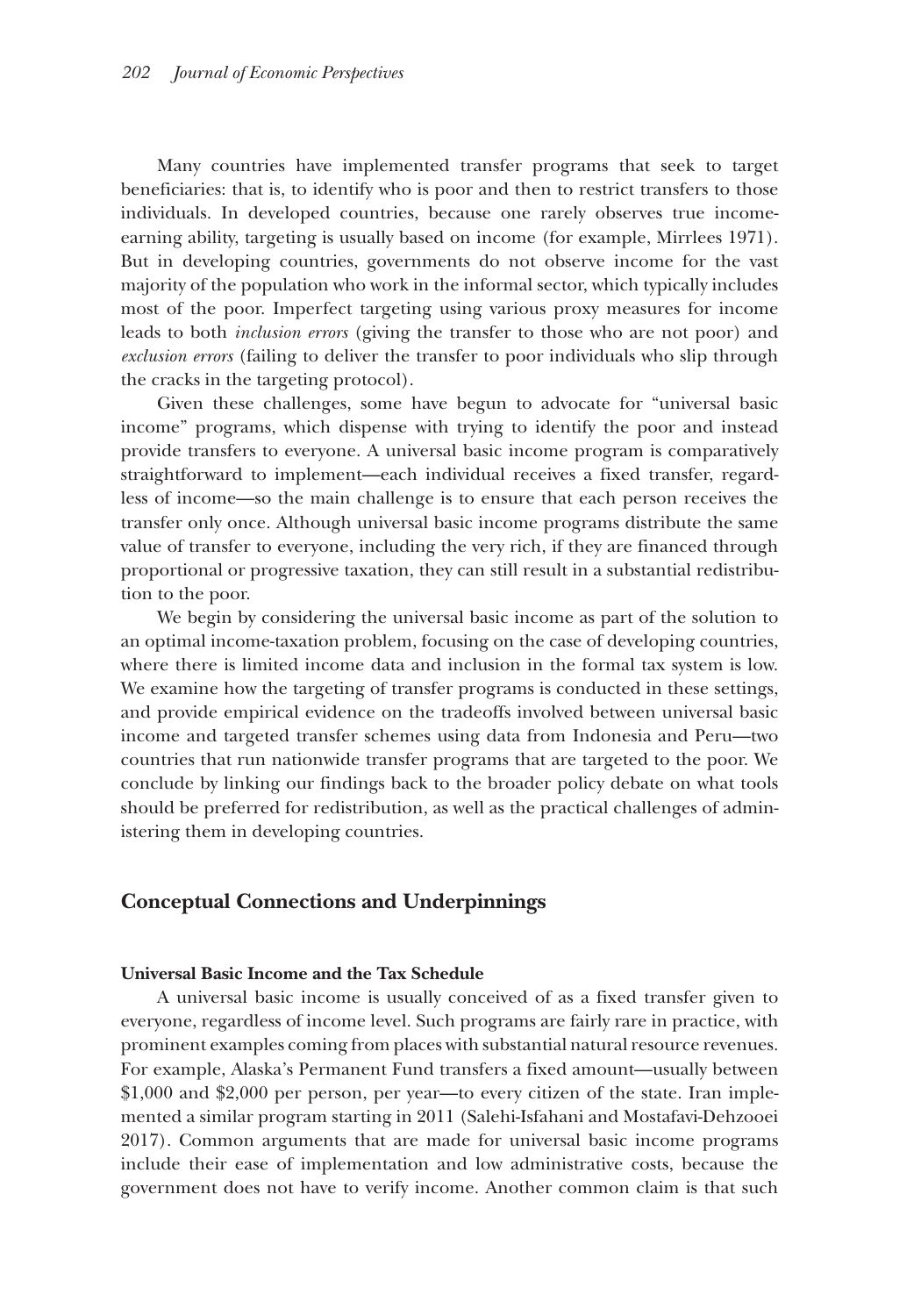Many countries have implemented transfer programs that seek to target beneficiaries: that is, to identify who is poor and then to restrict transfers to those individuals. In developed countries, because one rarely observes true income-earning ability, targeting is usually based on income (for example, Mirrlees 1971). But in developing countries, governments do not observe income for the vast majority of the population who work in the informal sector, which typically includes most of the poor. Imperfect targeting using various proxy measures for income leads to both *inclusion errors* (giving the transfer to those who are not poor) and *exclusion errors* (failing to deliver the transfer to poor individuals who slip through the cracks in the targeting protocol).

Given these challenges, some have begun to advocate for "universal basic income" programs, which dispense with trying to identify the poor and instead provide transfers to everyone. A universal basic income program is comparatively straightforward to implement—each individual receives a fixed transfer, regardless of income—so the main challenge is to ensure that each person receives the transfer only once. Although universal basic income programs distribute the same value of transfer to everyone, including the very rich, if they are financed through proportional or progressive taxation, they can still result in a substantial redistribution to the poor.

We begin by considering the universal basic income as part of the solution to an optimal income-taxation problem, focusing on the case of developing countries, where there is limited income data and inclusion in the formal tax system is low. We examine how the targeting of transfer programs is conducted in these settings, and provide empirical evidence on the tradeoffs involved between universal basic income and targeted transfer schemes using data from Indonesia and Peru—two countries that run nationwide transfer programs that are targeted to the poor. We conclude by linking our findings back to the broader policy debate on what tools should be preferred for redistribution, as well as the practical challenges of administering them in developing countries.

## Conceptual Connections and Underpinnings

### Universal Basic Income and the Tax Schedule

A universal basic income is usually conceived of as a fixed transfer given to everyone, regardless of income level. Such programs are fairly rare in practice, with prominent examples coming from places with substantial natural resource revenues. For example, Alaska's Permanent Fund transfers a fixed amount—usually between \$1,000 and \$2,000 per person, per year—to every citizen of the state. Iran implemented a similar program starting in 2011 (Salehi-Isfahani and Mostafavi-Dehzooei 2017). Common arguments that are made for universal basic income programs include their ease of implementation and low administrative costs, because the government does not have to verify income. Another common claim is that such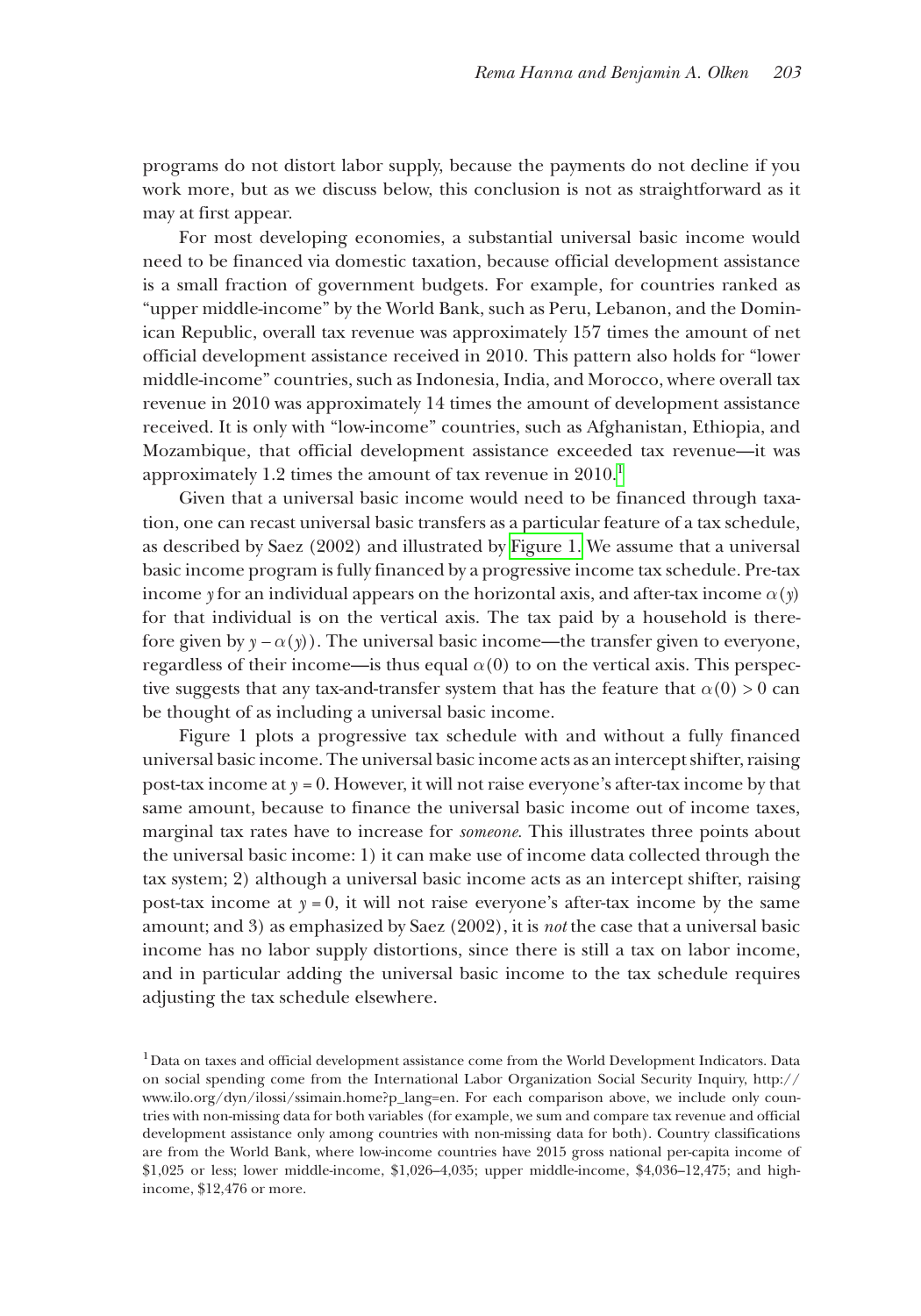programs do not distort labor supply, because the payments do not decline if you work more, but as we discuss below, this conclusion is not as straightforward as it may at first appear.

For most developing economies, a substantial universal basic income would need to be financed via domestic taxation, because official development assistance is a small fraction of government budgets. For example, for countries ranked as "upper middle-income" by the World Bank, such as Peru, Lebanon, and the Dominican Republic, overall tax revenue was approximately 157 times the amount of net official development assistance received in 2010. This pattern also holds for "lower middle-income" countries, such as Indonesia, India, and Morocco, where overall tax revenue in 2010 was approximately 14 times the amount of development assistance received. It is only with "low-income" countries, such as Afghanistan, Ethiopia, and Mozambique, that official development assistance exceeded tax revenue—it was approximately 1.2 times the amount of tax revenue in 2010.[1]

Given that a universal basic income would need to be financed through taxation, one can recast universal basic transfers as a particular feature of a tax schedule, as described by Saez (2002) and illustrated by Figure 1. We assume that a universal basic income program is fully financed by a progressive income tax schedule. Pre-tax income $y$ for an individual appears on the horizontal axis, and after-tax income $\alpha(y)$ for that individual is on the vertical axis. The tax paid by a household is therefore given by $y - \alpha(y)$). The universal basic income—the transfer given to everyone, regardless of their income—is thus equal $\alpha(0)$ to on the vertical axis. This perspective suggests that any tax-and-transfer system that has the feature that $\alpha(0) > 0$ can be thought of as including a universal basic income.

Figure 1 plots a progressive tax schedule with and without a fully financed universal basic income. The universal basic income acts as an intercept shifter, raising post-tax income at $y = 0$. However, it will not raise everyone's after-tax income by that same amount, because to finance the universal basic income out of income taxes, marginal tax rates have to increase for *someone*. This illustrates three points about the universal basic income: 1) it can make use of income data collected through the tax system; 2) although a universal basic income acts as an intercept shifter, raising post-tax income at $y = 0$, it will not raise everyone's after-tax income by the same amount; and 3) as emphasized by Saez (2002), it is *not* the case that a universal basic income has no labor supply distortions, since there is still a tax on labor income, and in particular adding the universal basic income to the tax schedule requires adjusting the tax schedule elsewhere.

[1] Data on taxes and official development assistance come from the World Development Indicators. Data on social spending come from the International Labor Organization Social Security Inquiry, http://www.ilo.org/dyn/ilossi/ssimain.home?p_lang=en. For each comparison above, we include only countries with non-missing data for both variables (for example, we sum and compare tax revenue and official development assistance only among countries with non-missing data for both). Country classifications are from the World Bank, where low-income countries have 2015 gross national per-capita income of $1,025 or less; lower middle-income, $1,026–4,035; upper middle-income, $4,036–12,475; and high-income, $12,476 or more.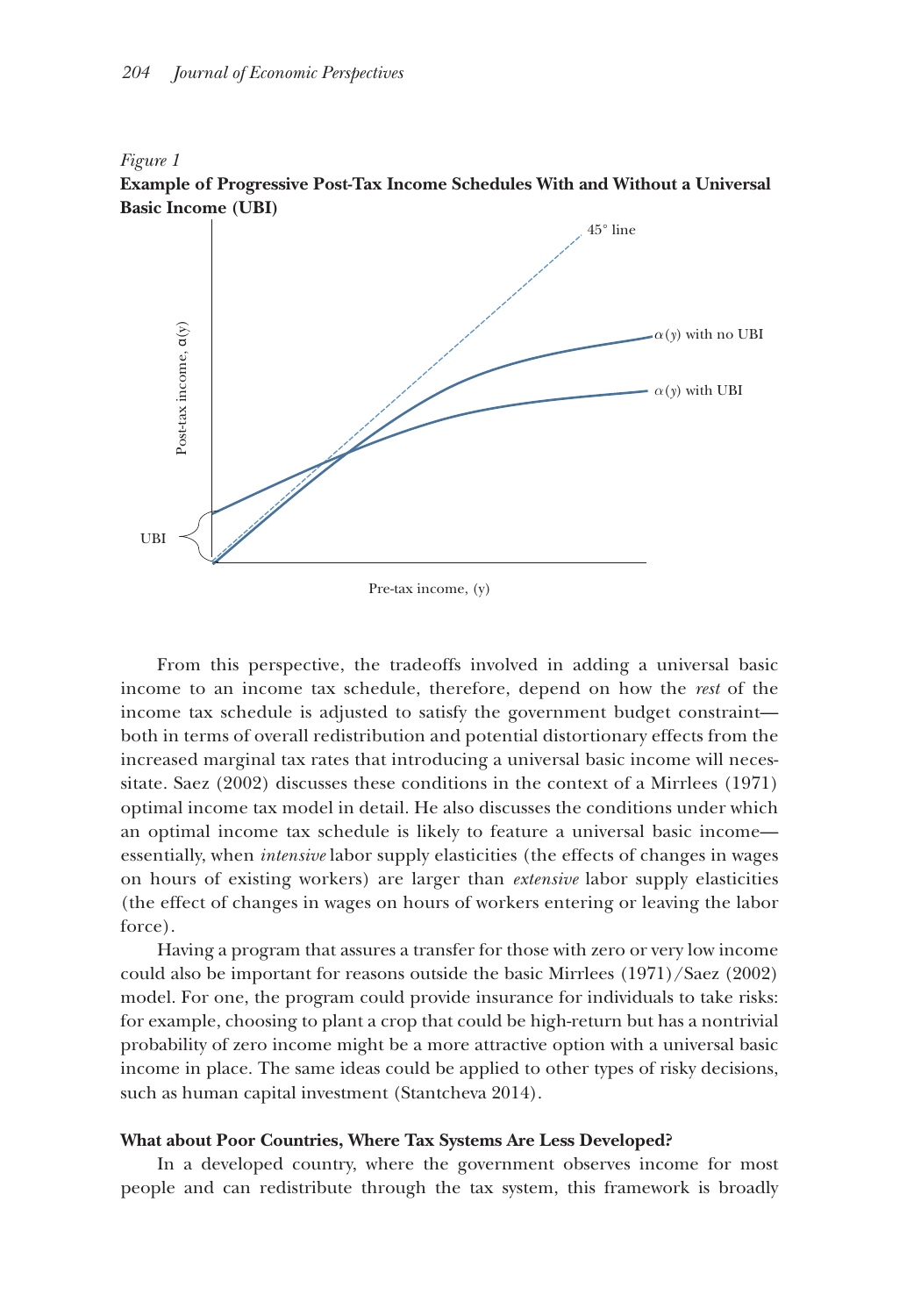*Figure 1*
**Example of Progressive Post-Tax Income Schedules With and Without a Universal Basic Income (UBI)**

From this perspective, the tradeoffs involved in adding a universal basic income to an income tax schedule, therefore, depend on how the *rest* of the income tax schedule is adjusted to satisfy the government budget constraint—both in terms of overall redistribution and potential distortionary effects from the increased marginal tax rates that introducing a universal basic income will necessitate. Saez (2002) discusses these conditions in the context of a Mirrlees (1971) optimal income tax model in detail. He also discusses the conditions under which an optimal income tax schedule is likely to feature a universal basic income—essentially, when *intensive* labor supply elasticities (the effects of changes in wages on hours of existing workers) are larger than *extensive* labor supply elasticities (the effect of changes in wages on hours of workers entering or leaving the labor force).

Having a program that assures a transfer for those with zero or very low income could also be important for reasons outside the basic Mirrlees (1971)/Saez (2002) model. For one, the program could provide insurance for individuals to take risks: for example, choosing to plant a crop that could be high-return but has a nontrivial probability of zero income might be a more attractive option with a universal basic income in place. The same ideas could be applied to other types of risky decisions, such as human capital investment (Stantcheva 2014).

### What about Poor Countries, Where Tax Systems Are Less Developed?

In a developed country, where the government observes income for most people and can redistribute through the tax system, this framework is broadly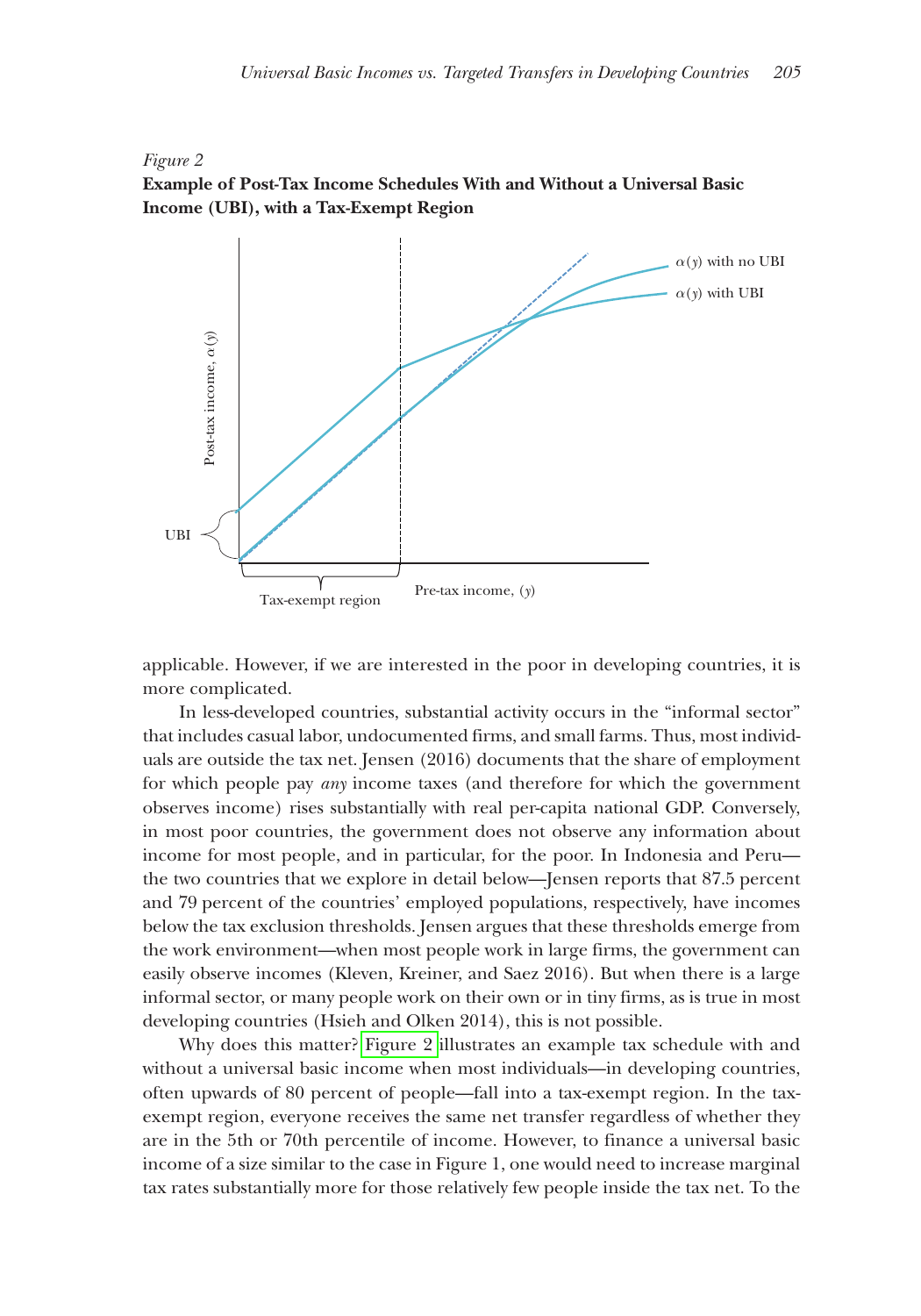*Figure 2*
**Example of Post-Tax Income Schedules With and Without a Universal Basic Income (UBI), with a Tax-Exempt Region**

applicable. However, if we are interested in the poor in developing countries, it is more complicated.

In less-developed countries, substantial activity occurs in the "informal sector" that includes casual labor, undocumented firms, and small farms. Thus, most individuals are outside the tax net. Jensen (2016) documents that the share of employment for which people pay *any* income taxes (and therefore for which the government observes income) rises substantially with real per-capita national GDP. Conversely, in most poor countries, the government does not observe any information about income for most people, and in particular, for the poor. In Indonesia and Peru—the two countries that we explore in detail below—Jensen reports that 87.5 percent and 79 percent of the countries' employed populations, respectively, have incomes below the tax exclusion thresholds. Jensen argues that these thresholds emerge from the work environment—when most people work in large firms, the government can easily observe incomes (Kleven, Kreiner, and Saez 2016). But when there is a large informal sector, or many people work on their own or in tiny firms, as is true in most developing countries (Hsieh and Olken 2014), this is not possible.

Why does this matter? Figure 2 illustrates an example tax schedule with and without a universal basic income when most individuals—in developing countries, often upwards of 80 percent of people—fall into a tax-exempt region. In the tax-exempt region, everyone receives the same net transfer regardless of whether they are in the 5th or 70th percentile of income. However, to finance a universal basic income of a size similar to the case in Figure 1, one would need to increase marginal tax rates substantially more for those relatively few people inside the tax net. To the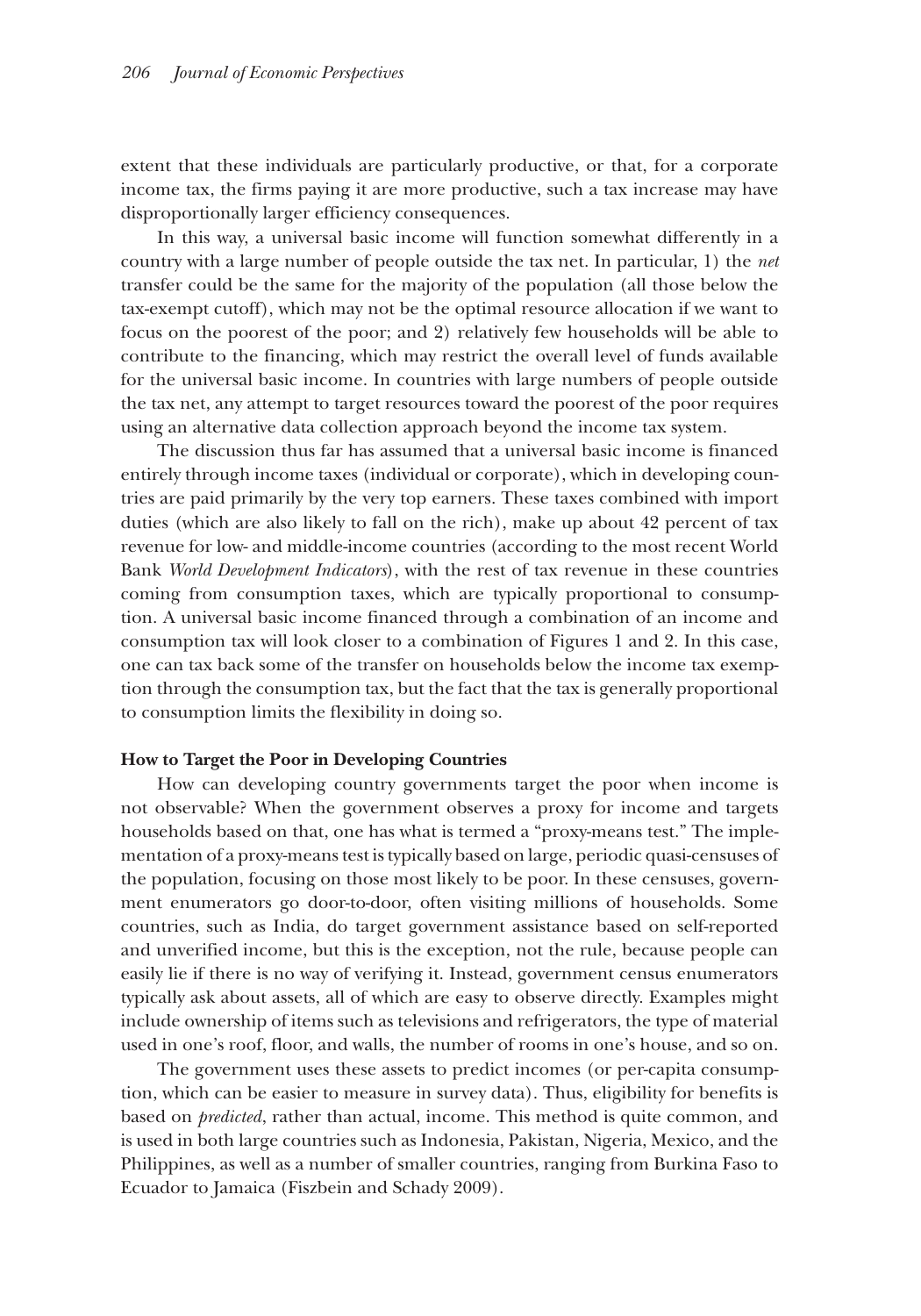extent that these individuals are particularly productive, or that, for a corporate income tax, the firms paying it are more productive, such a tax increase may have disproportionally larger efficiency consequences.

In this way, a universal basic income will function somewhat differently in a country with a large number of people outside the tax net. In particular, 1) the *net* transfer could be the same for the majority of the population (all those below the tax-exempt cutoff), which may not be the optimal resource allocation if we want to focus on the poorest of the poor; and 2) relatively few households will be able to contribute to the financing, which may restrict the overall level of funds available for the universal basic income. In countries with large numbers of people outside the tax net, any attempt to target resources toward the poorest of the poor requires using an alternative data collection approach beyond the income tax system.

The discussion thus far has assumed that a universal basic income is financed entirely through income taxes (individual or corporate), which in developing countries are paid primarily by the very top earners. These taxes combined with import duties (which are also likely to fall on the rich), make up about 42 percent of tax revenue for low- and middle-income countries (according to the most recent World Bank *World Development Indicators*), with the rest of tax revenue in these countries coming from consumption taxes, which are typically proportional to consumption. A universal basic income financed through a combination of an income and consumption tax will look closer to a combination of Figures 1 and 2. In this case, one can tax back some of the transfer on households below the income tax exemption through the consumption tax, but the fact that the tax is generally proportional to consumption limits the flexibility in doing so.

### How to Target the Poor in Developing Countries

How can developing country governments target the poor when income is not observable? When the government observes a proxy for income and targets households based on that, one has what is termed a "proxy-means test." The implementation of a proxy-means test is typically based on large, periodic quasi-censuses of the population, focusing on those most likely to be poor. In these censuses, government enumerators go door-to-door, often visiting millions of households. Some countries, such as India, do target government assistance based on self-reported and unverified income, but this is the exception, not the rule, because people can easily lie if there is no way of verifying it. Instead, government census enumerators typically ask about assets, all of which are easy to observe directly. Examples might include ownership of items such as televisions and refrigerators, the type of material used in one's roof, floor, and walls, the number of rooms in one's house, and so on.

The government uses these assets to predict incomes (or per-capita consumption, which can be easier to measure in survey data). Thus, eligibility for benefits is based on *predicted*, rather than actual, income. This method is quite common, and is used in both large countries such as Indonesia, Pakistan, Nigeria, Mexico, and the Philippines, as well as a number of smaller countries, ranging from Burkina Faso to Ecuador to Jamaica (Fiszbein and Schady 2009).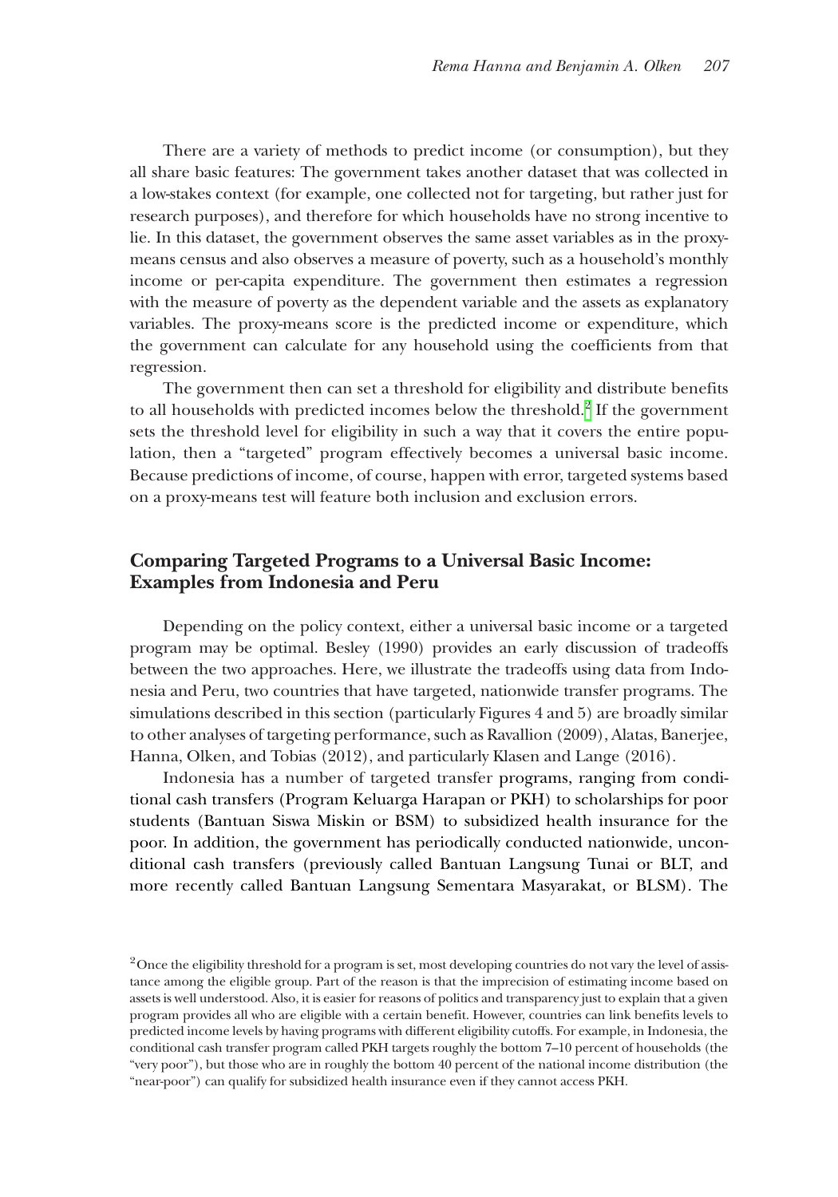There are a variety of methods to predict income (or consumption), but they all share basic features: The government takes another dataset that was collected in a low-stakes context (for example, one collected not for targeting, but rather just for research purposes), and therefore for which households have no strong incentive to lie. In this dataset, the government observes the same asset variables as in the proxy-means census and also observes a measure of poverty, such as a household's monthly income or per-capita expenditure. The government then estimates a regression with the measure of poverty as the dependent variable and the assets as explanatory variables. The proxy-means score is the predicted income or expenditure, which the government can calculate for any household using the coefficients from that regression.

The government then can set a threshold for eligibility and distribute benefits to all households with predicted incomes below the threshold.[2] If the government sets the threshold level for eligibility in such a way that it covers the entire population, then a "targeted" program effectively becomes a universal basic income. Because predictions of income, of course, happen with error, targeted systems based on a proxy-means test will feature both inclusion and exclusion errors.

## Comparing Targeted Programs to a Universal Basic Income: Examples from Indonesia and Peru

Depending on the policy context, either a universal basic income or a targeted program may be optimal. Besley (1990) provides an early discussion of tradeoffs between the two approaches. Here, we illustrate the tradeoffs using data from Indonesia and Peru, two countries that have targeted, nationwide transfer programs. The simulations described in this section (particularly Figures 4 and 5) are broadly similar to other analyses of targeting performance, such as Ravallion (2009), Alatas, Banerjee, Hanna, Olken, and Tobias (2012), and particularly Klasen and Lange (2016).

Indonesia has a number of targeted transfer programs, ranging from conditional cash transfers (Program Keluarga Harapan or PKH) to scholarships for poor students (Bantuan Siswa Miskin or BSM) to subsidized health insurance for the poor. In addition, the government has periodically conducted nationwide, unconditional cash transfers (previously called Bantuan Langsung Tunai or BLT, and more recently called Bantuan Langsung Sementara Masyarakat, or BLSM). The

[2] Once the eligibility threshold for a program is set, most developing countries do not vary the level of assistance among the eligible group. Part of the reason is that the imprecision of estimating income based on assets is well understood. Also, it is easier for reasons of politics and transparency just to explain that a given program provides all who are eligible with a certain benefit. However, countries can link benefits levels to predicted income levels by having programs with different eligibility cutoffs. For example, in Indonesia, the conditional cash transfer program called PKH targets roughly the bottom 7–10 percent of households (the "very poor"), but those who are in roughly the bottom 40 percent of the national income distribution (the "near-poor") can qualify for subsidized health insurance even if they cannot access PKH.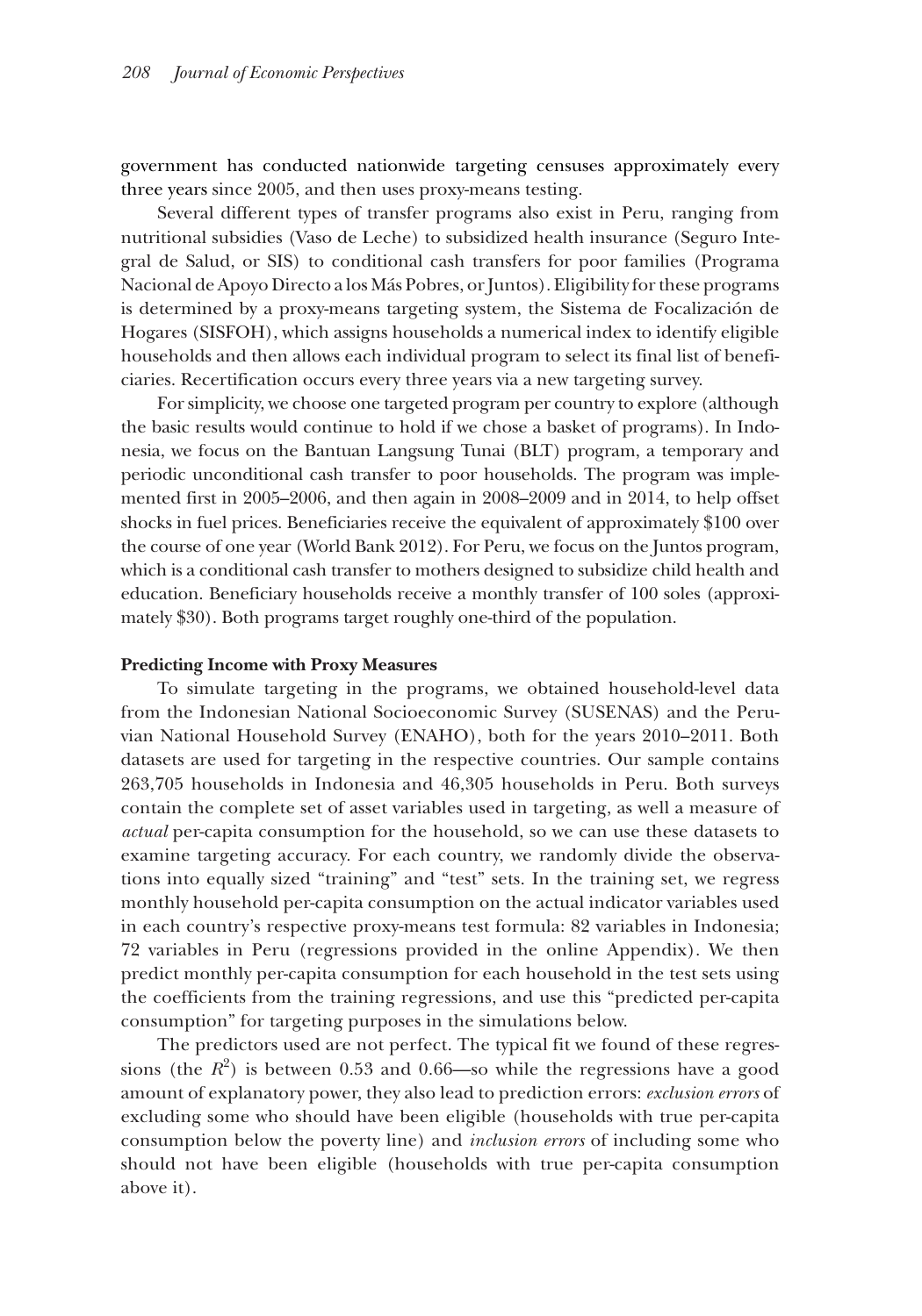government has conducted nationwide targeting censuses approximately every three years since 2005, and then uses proxy-means testing.

Several different types of transfer programs also exist in Peru, ranging from nutritional subsidies (Vaso de Leche) to subsidized health insurance (Seguro Integral de Salud, or SIS) to conditional cash transfers for poor families (Programa Nacional de Apoyo Directo a los Más Pobres, or Juntos). Eligibility for these programs is determined by a proxy-means targeting system, the Sistema de Focalización de Hogares (SISFOH), which assigns households a numerical index to identify eligible households and then allows each individual program to select its final list of beneficiaries. Recertification occurs every three years via a new targeting survey.

For simplicity, we choose one targeted program per country to explore (although the basic results would continue to hold if we chose a basket of programs). In Indonesia, we focus on the Bantuan Langsung Tunai (BLT) program, a temporary and periodic unconditional cash transfer to poor households. The program was implemented first in 2005–2006, and then again in 2008–2009 and in 2014, to help offset shocks in fuel prices. Beneficiaries receive the equivalent of approximately $100 over the course of one year (World Bank 2012). For Peru, we focus on the Juntos program, which is a conditional cash transfer to mothers designed to subsidize child health and education. Beneficiary households receive a monthly transfer of 100 soles (approximately $30). Both programs target roughly one-third of the population.

### Predicting Income with Proxy Measures

To simulate targeting in the programs, we obtained household-level data from the Indonesian National Socioeconomic Survey (SUSENAS) and the Peruvian National Household Survey (ENAHO), both for the years 2010–2011. Both datasets are used for targeting in the respective countries. Our sample contains 263,705 households in Indonesia and 46,305 households in Peru. Both surveys contain the complete set of asset variables used in targeting, as well a measure of *actual* per-capita consumption for the household, so we can use these datasets to examine targeting accuracy. For each country, we randomly divide the observations into equally sized "training" and "test" sets. In the training set, we regress monthly household per-capita consumption on the actual indicator variables used in each country's respective proxy-means test formula: 82 variables in Indonesia; 72 variables in Peru (regressions provided in the online Appendix). We then predict monthly per-capita consumption for each household in the test sets using the coefficients from the training regressions, and use this "predicted per-capita consumption" for targeting purposes in the simulations below.

The predictors used are not perfect. The typical fit we found of these regressions (the $R^2$) is between 0.53 and 0.66—so while the regressions have a good amount of explanatory power, they also lead to prediction errors: *exclusion errors* of excluding some who should have been eligible (households with true per-capita consumption below the poverty line) and *inclusion errors* of including some who should not have been eligible (households with true per-capita consumption above it).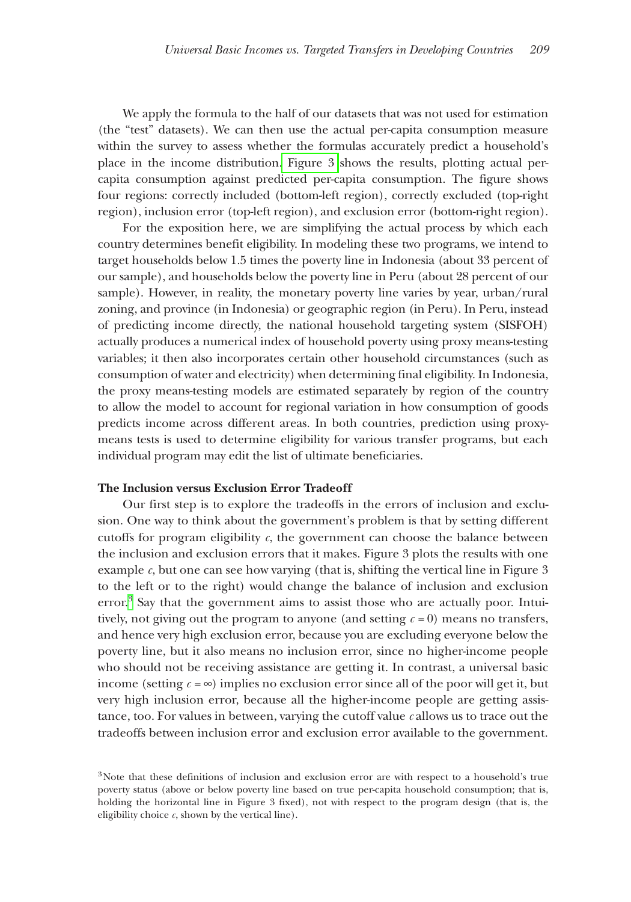We apply the formula to the half of our datasets that was not used for estimation (the "test" datasets). We can then use the actual per-capita consumption measure within the survey to assess whether the formulas accurately predict a household's place in the income distribution. Figure 3 shows the results, plotting actual per-capita consumption against predicted per-capita consumption. The figure shows four regions: correctly included (bottom-left region), correctly excluded (top-right region), inclusion error (top-left region), and exclusion error (bottom-right region).

For the exposition here, we are simplifying the actual process by which each country determines benefit eligibility. In modeling these two programs, we intend to target households below 1.5 times the poverty line in Indonesia (about 33 percent of our sample), and households below the poverty line in Peru (about 28 percent of our sample). However, in reality, the monetary poverty line varies by year, urban/rural zoning, and province (in Indonesia) or geographic region (in Peru). In Peru, instead of predicting income directly, the national household targeting system (SISFOH) actually produces a numerical index of household poverty using proxy means-testing variables; it then also incorporates certain other household circumstances (such as consumption of water and electricity) when determining final eligibility. In Indonesia, the proxy means-testing models are estimated separately by region of the country to allow the model to account for regional variation in how consumption of goods predicts income across different areas. In both countries, prediction using proxy-means tests is used to determine eligibility for various transfer programs, but each individual program may edit the list of ultimate beneficiaries.

### The Inclusion versus Exclusion Error Tradeoff

Our first step is to explore the tradeoffs in the errors of inclusion and exclusion. One way to think about the government's problem is that by setting different cutoffs for program eligibility $c$, the government can choose the balance between the inclusion and exclusion errors that it makes. Figure 3 plots the results with one example $c$, but one can see how varying (that is, shifting the vertical line in Figure 3 to the left or to the right) would change the balance of inclusion and exclusion error.[3] Say that the government aims to assist those who are actually poor. Intuitively, not giving out the program to anyone (and setting $c = 0$) means no transfers, and hence very high exclusion error, because you are excluding everyone below the poverty line, but it also means no inclusion error, since no higher-income people who should not be receiving assistance are getting it. In contrast, a universal basic income (setting $c = \infty$) implies no exclusion error since all of the poor will get it, but very high inclusion error, because all the higher-income people are getting assistance, too. For values in between, varying the cutoff value $c$ allows us to trace out the tradeoffs between inclusion error and exclusion error available to the government.

[3] Note that these definitions of inclusion and exclusion error are with respect to a household's true poverty status (above or below poverty line based on true per-capita household consumption; that is, holding the horizontal line in Figure 3 fixed), not with respect to the program design (that is, the eligibility choice $c$, shown by the vertical line).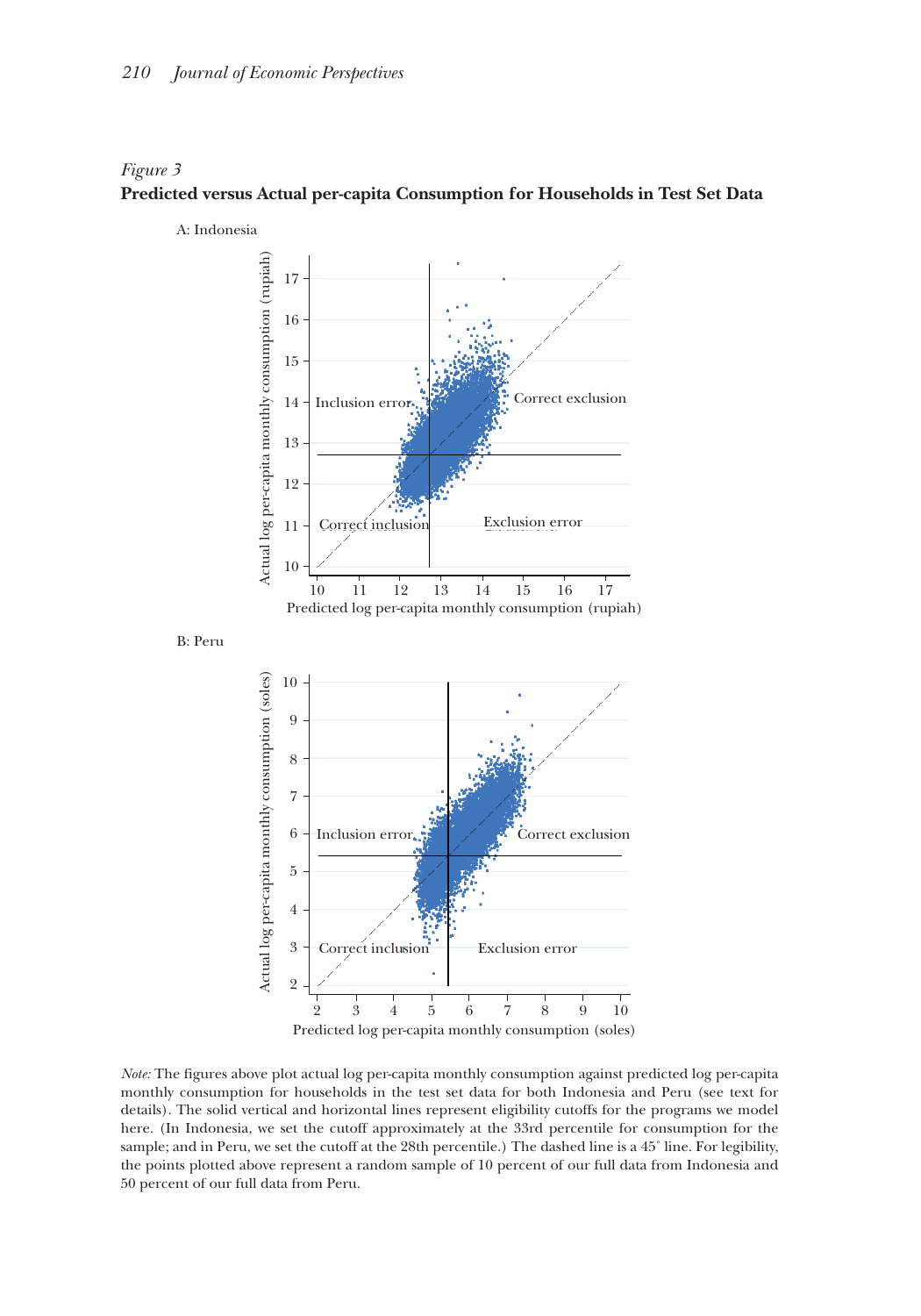*Figure 3*

**Predicted versus Actual per-capita Consumption for Households in Test Set Data**

A: Indonesia

B: Peru

*Note:* The figures above plot actual log per-capita monthly consumption against predicted log per-capita monthly consumption for households in the test set data for both Indonesia and Peru (see text for details). The solid vertical and horizontal lines represent eligibility cutoffs for the programs we model here. (In Indonesia, we set the cutoff approximately at the 33rd percentile for consumption for the sample; and in Peru, we set the cutoff at the 28th percentile.) The dashed line is a 45° line. For legibility, the points plotted above represent a random sample of 10 percent of our full data from Indonesia and 50 percent of our full data from Peru.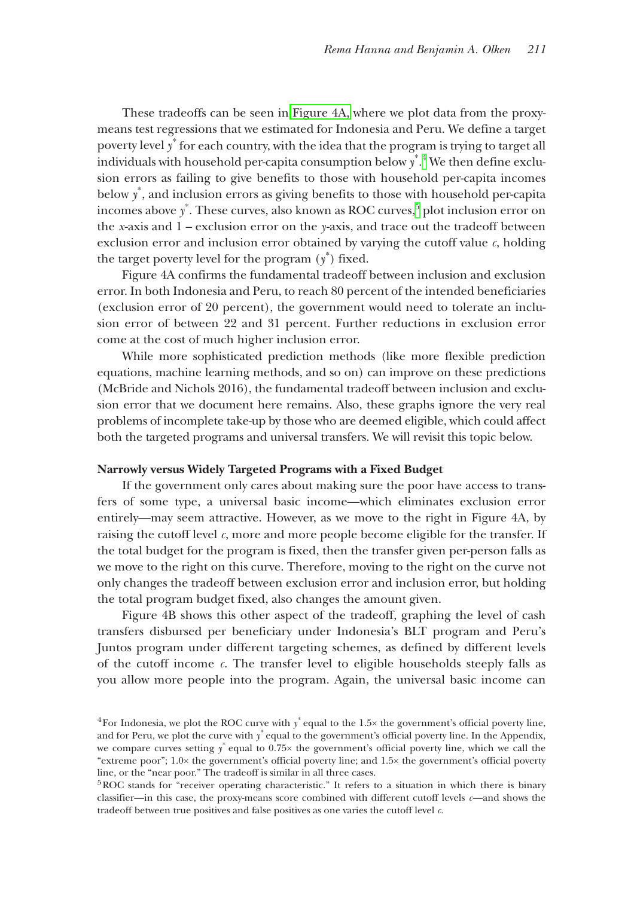These tradeoffs can be seen in Figure 4A, where we plot data from the proxy-means test regressions that we estimated for Indonesia and Peru. We define a target poverty level $y^*$ for each country, with the idea that the program is trying to target all individuals with household per-capita consumption below $y^*$.[4] We then define exclusion errors as failing to give benefits to those with household per-capita incomes below $y^*$, and inclusion errors as giving benefits to those with household per-capita incomes above $y^*$. These curves, also known as ROC curves,[5] plot inclusion error on the *x*-axis and 1 – exclusion error on the *y*-axis, and trace out the tradeoff between exclusion error and inclusion error obtained by varying the cutoff value $c$, holding the target poverty level for the program ($y^*$) fixed.

Figure 4A confirms the fundamental tradeoff between inclusion and exclusion error. In both Indonesia and Peru, to reach 80 percent of the intended beneficiaries (exclusion error of 20 percent), the government would need to tolerate an inclusion error of between 22 and 31 percent. Further reductions in exclusion error come at the cost of much higher inclusion error.

While more sophisticated prediction methods (like more flexible prediction equations, machine learning methods, and so on) can improve on these predictions (McBride and Nichols 2016), the fundamental tradeoff between inclusion and exclusion error that we document here remains. Also, these graphs ignore the very real problems of incomplete take-up by those who are deemed eligible, which could affect both the targeted programs and universal transfers. We will revisit this topic below.

**Narrowly versus Widely Targeted Programs with a Fixed Budget**

If the government only cares about making sure the poor have access to transfers of some type, a universal basic income—which eliminates exclusion error entirely—may seem attractive. However, as we move to the right in Figure 4A, by raising the cutoff level $c$, more and more people become eligible for the transfer. If the total budget for the program is fixed, then the transfer given per-person falls as we move to the right on this curve. Therefore, moving to the right on the curve not only changes the tradeoff between exclusion error and inclusion error, but holding the total program budget fixed, also changes the amount given.

Figure 4B shows this other aspect of the tradeoff, graphing the level of cash transfers disbursed per beneficiary under Indonesia's BLT program and Peru's Juntos program under different targeting schemes, as defined by different levels of the cutoff income $c$. The transfer level to eligible households steeply falls as you allow more people into the program. Again, the universal basic income can

[4] For Indonesia, we plot the ROC curve with $y^*$ equal to the 1.5× the government's official poverty line, and for Peru, we plot the curve with $y^*$ equal to the government's official poverty line. In the Appendix, we compare curves setting $y^*$ equal to 0.75× the government's official poverty line, which we call the "extreme poor"; 1.0× the government's official poverty line; and 1.5× the government's official poverty line, or the "near poor." The tradeoff is similar in all three cases.

[5] ROC stands for "receiver operating characteristic." It refers to a situation in which there is binary classifier—in this case, the proxy-means score combined with different cutoff levels $c$—and shows the tradeoff between true positives and false positives as one varies the cutoff level $c$.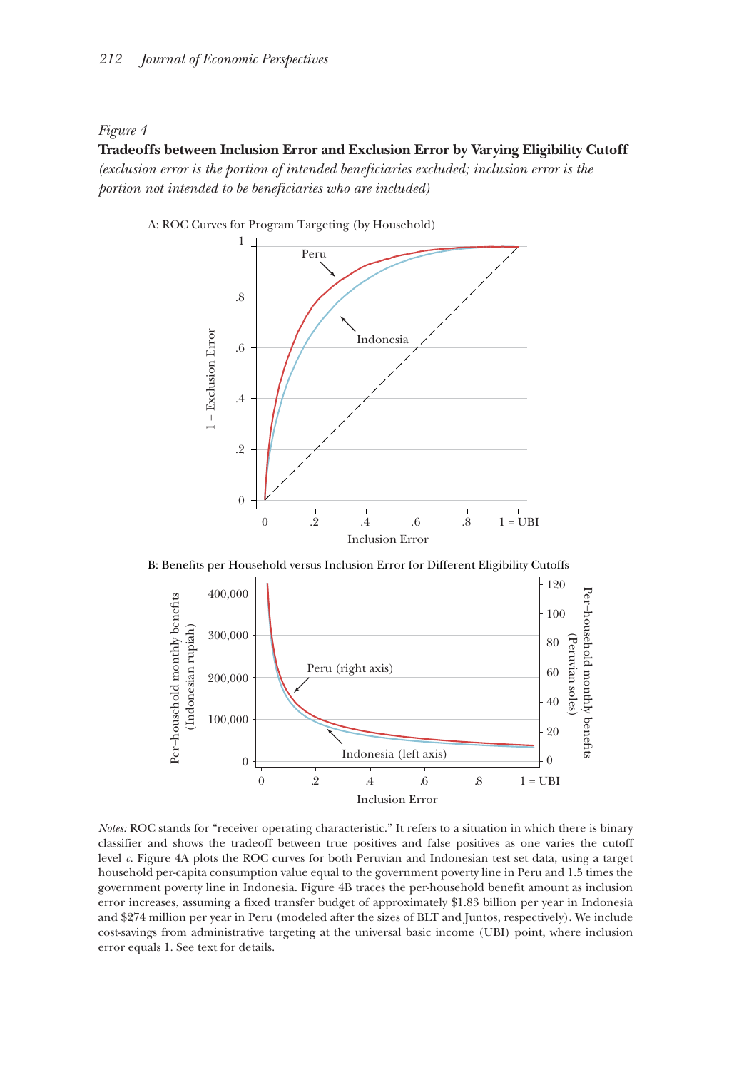*Figure 4*

**Tradeoffs between Inclusion Error and Exclusion Error by Varying Eligibility Cutoff**

*(exclusion error is the portion of intended beneficiaries excluded; inclusion error is the portion not intended to be beneficiaries who are included)*

A: ROC Curves for Program Targeting (by Household)

B: Benefits per Household versus Inclusion Error for Different Eligibility Cutoffs

*Notes:* ROC stands for "receiver operating characteristic." It refers to a situation in which there is binary classifier and shows the tradeoff between true positives and false positives as one varies the cutoff level $c$. Figure 4A plots the ROC curves for both Peruvian and Indonesian test set data, using a target household per-capita consumption value equal to the government poverty line in Peru and 1.5 times the government poverty line in Indonesia. Figure 4B traces the per-household benefit amount as inclusion error increases, assuming a fixed transfer budget of approximately $1.83 billion per year in Indonesia and $274 million per year in Peru (modeled after the sizes of BLT and Juntos, respectively). We include cost-savings from administrative targeting at the universal basic income (UBI) point, where inclusion error equals 1. See text for details.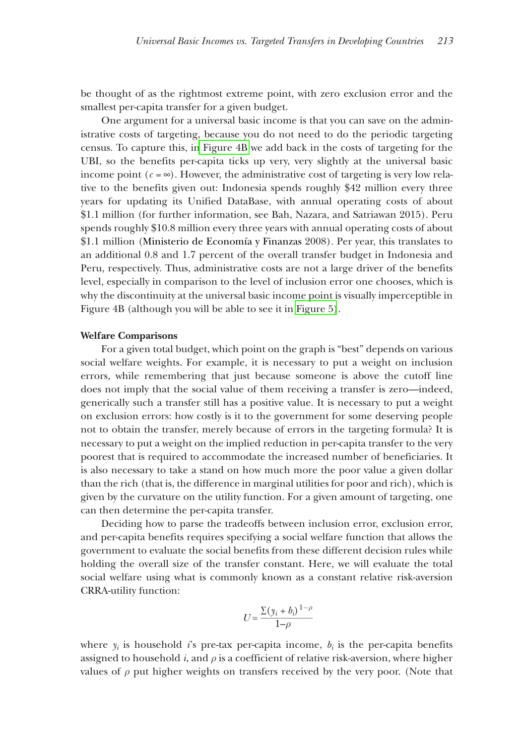be thought of as the rightmost extreme point, with zero exclusion error and the smallest per-capita transfer for a given budget.

One argument for a universal basic income is that you can save on the administrative costs of targeting, because you do not need to do the periodic targeting census. To capture this, in Figure 4B we add back in the costs of targeting for the UBI, so the benefits per-capita ticks up very, very slightly at the universal basic income point ($c = \infty$). However, the administrative cost of targeting is very low relative to the benefits given out: Indonesia spends roughly \$42 million every three years for updating its Unified DataBase, with annual operating costs of about \$1.1 million (for further information, see Bah, Nazara, and Satriawan 2015). Peru spends roughly \$10.8 million every three years with annual operating costs of about \$1.1 million (Ministerio de Economía y Finanzas 2008). Per year, this translates to an additional 0.8 and 1.7 percent of the overall transfer budget in Indonesia and Peru, respectively. Thus, administrative costs are not a large driver of the benefits level, especially in comparison to the level of inclusion error one chooses, which is why the discontinuity at the universal basic income point is visually imperceptible in Figure 4B (although you will be able to see it in Figure 5).

**Welfare Comparisons**

For a given total budget, which point on the graph is "best" depends on various social welfare weights. For example, it is necessary to put a weight on inclusion errors, while remembering that just because someone is above the cutoff line does not imply that the social value of them receiving a transfer is zero—indeed, generically such a transfer still has a positive value. It is necessary to put a weight on exclusion errors: how costly is it to the government for some deserving people not to obtain the transfer, merely because of errors in the targeting formula? It is necessary to put a weight on the implied reduction in per-capita transfer to the very poorest that is required to accommodate the increased number of beneficiaries. It is also necessary to take a stand on how much more the poor value a given dollar than the rich (that is, the difference in marginal utilities for poor and rich), which is given by the curvature on the utility function. For a given amount of targeting, one can then determine the per-capita transfer.

Deciding how to parse the tradeoffs between inclusion error, exclusion error, and per-capita benefits requires specifying a social welfare function that allows the government to evaluate the social benefits from these different decision rules while holding the overall size of the transfer constant. Here, we will evaluate the total social welfare using what is commonly known as a constant relative risk-aversion CRRA-utility function:

$$U = \frac{\Sigma (y_i + b_i)^{1-\rho}}{1-\rho}$$

where $y_i$ is household $i$'s pre-tax per-capita income, $b_i$ is the per-capita benefits assigned to household $i$, and $\rho$ is a coefficient of relative risk-aversion, where higher values of $\rho$ put higher weights on transfers received by the very poor. (Note that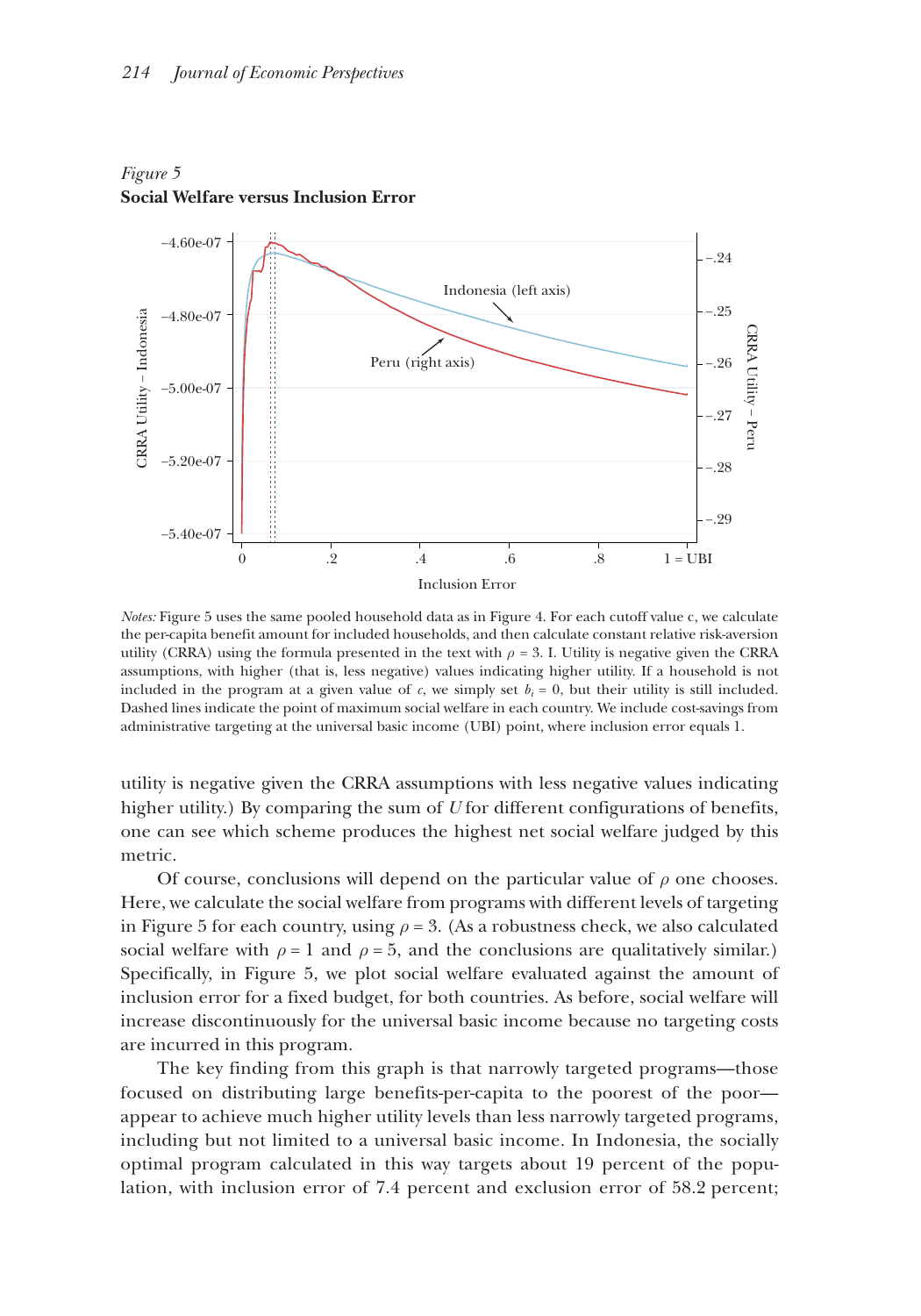*Figure 5*
**Social Welfare versus Inclusion Error**

*Notes:* Figure 5 uses the same pooled household data as in Figure 4. For each cutoff value c, we calculate the per-capita benefit amount for included households, and then calculate constant relative risk-aversion utility (CRRA) using the formula presented in the text with $\rho = 3$. I. Utility is negative given the CRRA assumptions, with higher (that is, less negative) values indicating higher utility. If a household is not included in the program at a given value of $c$, we simply set $b_i = 0$, but their utility is still included. Dashed lines indicate the point of maximum social welfare in each country. We include cost-savings from administrative targeting at the universal basic income (UBI) point, where inclusion error equals 1.

utility is negative given the CRRA assumptions with less negative values indicating higher utility.) By comparing the sum of $U$ for different configurations of benefits, one can see which scheme produces the highest net social welfare judged by this metric.

Of course, conclusions will depend on the particular value of $\rho$ one chooses. Here, we calculate the social welfare from programs with different levels of targeting in Figure 5 for each country, using $\rho = 3$. (As a robustness check, we also calculated social welfare with $\rho = 1$ and $\rho = 5$, and the conclusions are qualitatively similar.) Specifically, in Figure 5, we plot social welfare evaluated against the amount of inclusion error for a fixed budget, for both countries. As before, social welfare will increase discontinuously for the universal basic income because no targeting costs are incurred in this program.

The key finding from this graph is that narrowly targeted programs—those focused on distributing large benefits-per-capita to the poorest of the poor—appear to achieve much higher utility levels than less narrowly targeted programs, including but not limited to a universal basic income. In Indonesia, the socially optimal program calculated in this way targets about 19 percent of the population, with inclusion error of 7.4 percent and exclusion error of 58.2 percent;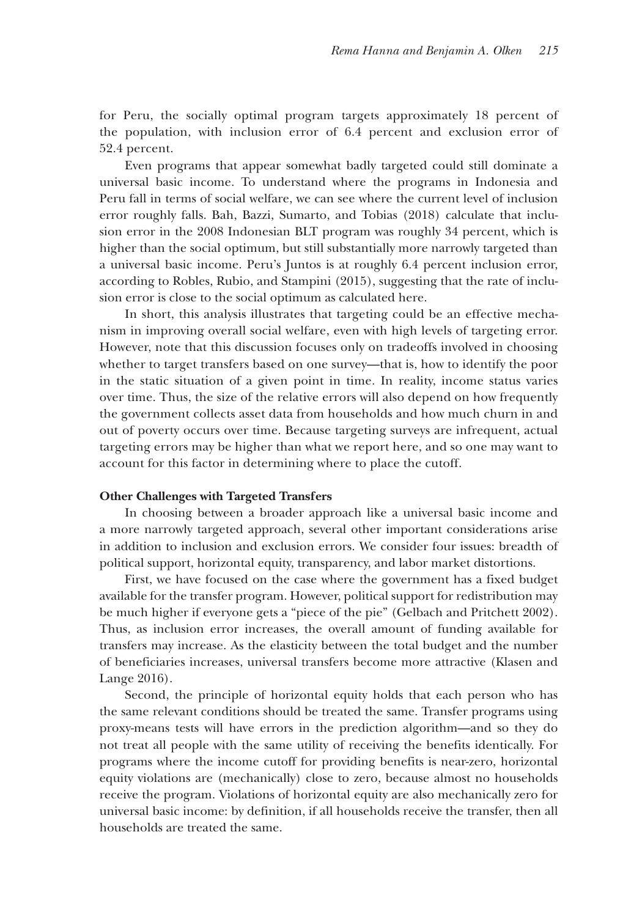for Peru, the socially optimal program targets approximately 18 percent of the population, with inclusion error of 6.4 percent and exclusion error of 52.4 percent.

Even programs that appear somewhat badly targeted could still dominate a universal basic income. To understand where the programs in Indonesia and Peru fall in terms of social welfare, we can see where the current level of inclusion error roughly falls. Bah, Bazzi, Sumarto, and Tobias (2018) calculate that inclusion error in the 2008 Indonesian BLT program was roughly 34 percent, which is higher than the social optimum, but still substantially more narrowly targeted than a universal basic income. Peru's Juntos is at roughly 6.4 percent inclusion error, according to Robles, Rubio, and Stampini (2015), suggesting that the rate of inclusion error is close to the social optimum as calculated here.

In short, this analysis illustrates that targeting could be an effective mechanism in improving overall social welfare, even with high levels of targeting error. However, note that this discussion focuses only on tradeoffs involved in choosing whether to target transfers based on one survey—that is, how to identify the poor in the static situation of a given point in time. In reality, income status varies over time. Thus, the size of the relative errors will also depend on how frequently the government collects asset data from households and how much churn in and out of poverty occurs over time. Because targeting surveys are infrequent, actual targeting errors may be higher than what we report here, and so one may want to account for this factor in determining where to place the cutoff.

### Other Challenges with Targeted Transfers

In choosing between a broader approach like a universal basic income and a more narrowly targeted approach, several other important considerations arise in addition to inclusion and exclusion errors. We consider four issues: breadth of political support, horizontal equity, transparency, and labor market distortions.

First, we have focused on the case where the government has a fixed budget available for the transfer program. However, political support for redistribution may be much higher if everyone gets a "piece of the pie" (Gelbach and Pritchett 2002). Thus, as inclusion error increases, the overall amount of funding available for transfers may increase. As the elasticity between the total budget and the number of beneficiaries increases, universal transfers become more attractive (Klasen and Lange 2016).

Second, the principle of horizontal equity holds that each person who has the same relevant conditions should be treated the same. Transfer programs using proxy-means tests will have errors in the prediction algorithm—and so they do not treat all people with the same utility of receiving the benefits identically. For programs where the income cutoff for providing benefits is near-zero, horizontal equity violations are (mechanically) close to zero, because almost no households receive the program. Violations of horizontal equity are also mechanically zero for universal basic income: by definition, if all households receive the transfer, then all households are treated the same.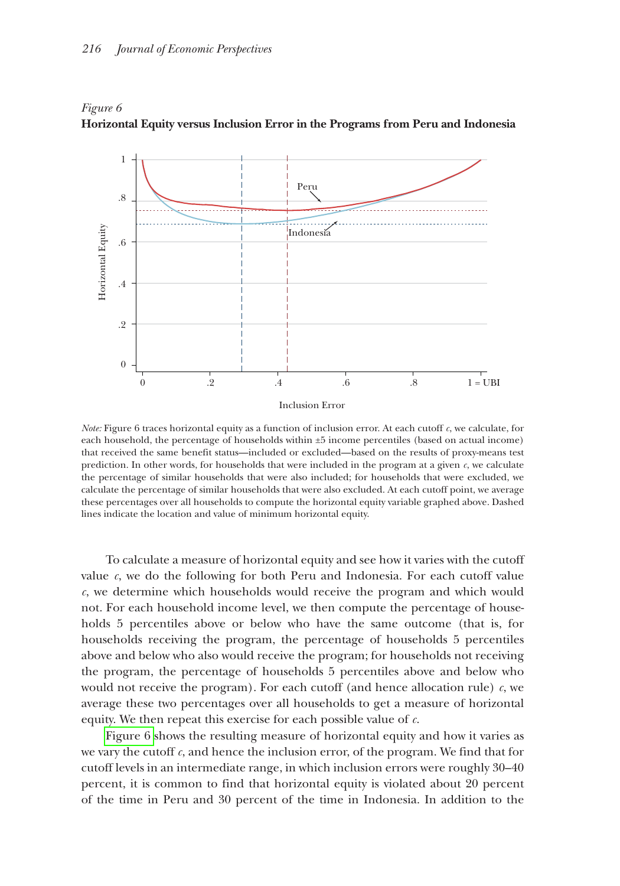*Figure 6*
**Horizontal Equity versus Inclusion Error in the Programs from Peru and Indonesia**

*Note:* Figure 6 traces horizontal equity as a function of inclusion error. At each cutoff $c$, we calculate, for each household, the percentage of households within ±5 income percentiles (based on actual income) that received the same benefit status—included or excluded—based on the results of proxy-means test prediction. In other words, for households that were included in the program at a given $c$, we calculate the percentage of similar households that were also included; for households that were excluded, we calculate the percentage of similar households that were also excluded. At each cutoff point, we average these percentages over all households to compute the horizontal equity variable graphed above. Dashed lines indicate the location and value of minimum horizontal equity.

To calculate a measure of horizontal equity and see how it varies with the cutoff value $c$, we do the following for both Peru and Indonesia. For each cutoff value $c$, we determine which households would receive the program and which would not. For each household income level, we then compute the percentage of households 5 percentiles above or below who have the same outcome (that is, for households receiving the program, the percentage of households 5 percentiles above and below who also would receive the program; for households not receiving the program, the percentage of households 5 percentiles above and below who would not receive the program). For each cutoff (and hence allocation rule) $c$, we average these two percentages over all households to get a measure of horizontal equity. We then repeat this exercise for each possible value of $c$.

Figure 6 shows the resulting measure of horizontal equity and how it varies as we vary the cutoff $c$, and hence the inclusion error, of the program. We find that for cutoff levels in an intermediate range, in which inclusion errors were roughly 30–40 percent, it is common to find that horizontal equity is violated about 20 percent of the time in Peru and 30 percent of the time in Indonesia. In addition to the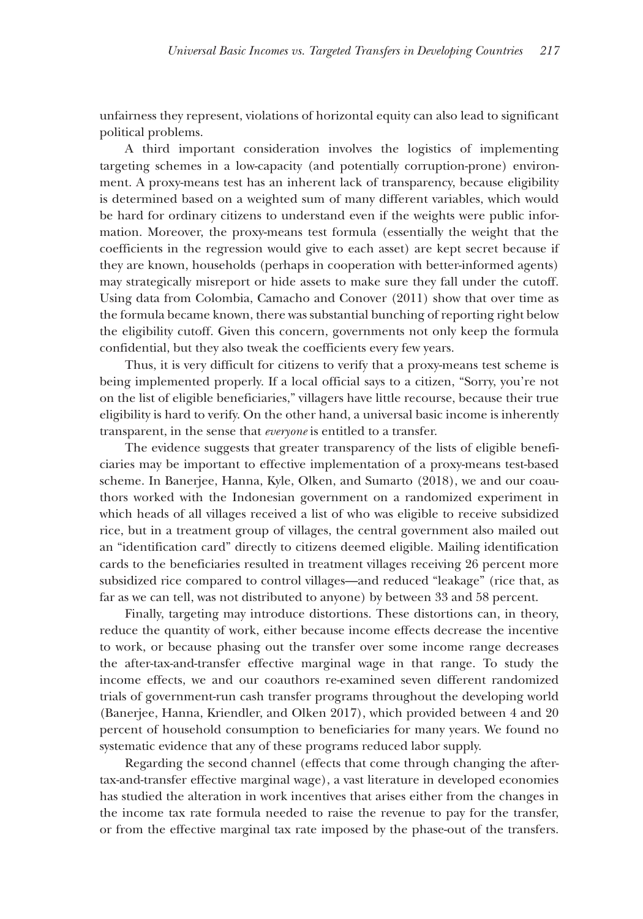unfairness they represent, violations of horizontal equity can also lead to significant political problems.

A third important consideration involves the logistics of implementing targeting schemes in a low-capacity (and potentially corruption-prone) environment. A proxy-means test has an inherent lack of transparency, because eligibility is determined based on a weighted sum of many different variables, which would be hard for ordinary citizens to understand even if the weights were public information. Moreover, the proxy-means test formula (essentially the weight that the coefficients in the regression would give to each asset) are kept secret because if they are known, households (perhaps in cooperation with better-informed agents) may strategically misreport or hide assets to make sure they fall under the cutoff. Using data from Colombia, Camacho and Conover (2011) show that over time as the formula became known, there was substantial bunching of reporting right below the eligibility cutoff. Given this concern, governments not only keep the formula confidential, but they also tweak the coefficients every few years.

Thus, it is very difficult for citizens to verify that a proxy-means test scheme is being implemented properly. If a local official says to a citizen, "Sorry, you're not on the list of eligible beneficiaries," villagers have little recourse, because their true eligibility is hard to verify. On the other hand, a universal basic income is inherently transparent, in the sense that *everyone* is entitled to a transfer.

The evidence suggests that greater transparency of the lists of eligible beneficiaries may be important to effective implementation of a proxy-means test-based scheme. In Banerjee, Hanna, Kyle, Olken, and Sumarto (2018), we and our coauthors worked with the Indonesian government on a randomized experiment in which heads of all villages received a list of who was eligible to receive subsidized rice, but in a treatment group of villages, the central government also mailed out an "identification card" directly to citizens deemed eligible. Mailing identification cards to the beneficiaries resulted in treatment villages receiving 26 percent more subsidized rice compared to control villages—and reduced "leakage" (rice that, as far as we can tell, was not distributed to anyone) by between 33 and 58 percent.

Finally, targeting may introduce distortions. These distortions can, in theory, reduce the quantity of work, either because income effects decrease the incentive to work, or because phasing out the transfer over some income range decreases the after-tax-and-transfer effective marginal wage in that range. To study the income effects, we and our coauthors re-examined seven different randomized trials of government-run cash transfer programs throughout the developing world (Banerjee, Hanna, Kriendler, and Olken 2017), which provided between 4 and 20 percent of household consumption to beneficiaries for many years. We found no systematic evidence that any of these programs reduced labor supply.

Regarding the second channel (effects that come through changing the after-tax-and-transfer effective marginal wage), a vast literature in developed economies has studied the alteration in work incentives that arises either from the changes in the income tax rate formula needed to raise the revenue to pay for the transfer, or from the effective marginal tax rate imposed by the phase-out of the transfers.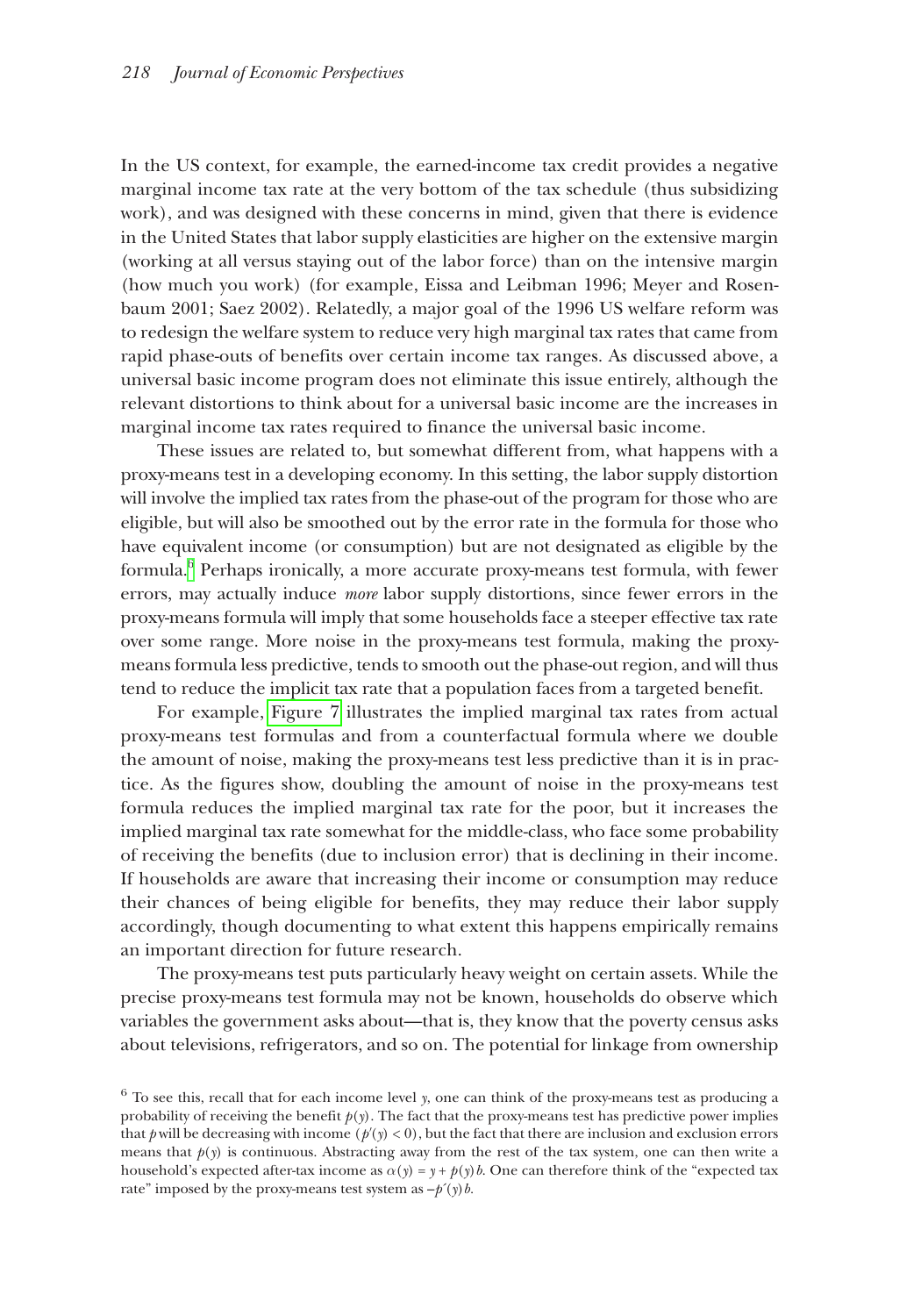In the US context, for example, the earned-income tax credit provides a negative marginal income tax rate at the very bottom of the tax schedule (thus subsidizing work), and was designed with these concerns in mind, given that there is evidence in the United States that labor supply elasticities are higher on the extensive margin (working at all versus staying out of the labor force) than on the intensive margin (how much you work) (for example, Eissa and Leibman 1996; Meyer and Rosenbaum 2001; Saez 2002). Relatedly, a major goal of the 1996 US welfare reform was to redesign the welfare system to reduce very high marginal tax rates that came from rapid phase-outs of benefits over certain income tax ranges. As discussed above, a universal basic income program does not eliminate this issue entirely, although the relevant distortions to think about for a universal basic income are the increases in marginal income tax rates required to finance the universal basic income.

These issues are related to, but somewhat different from, what happens with a proxy-means test in a developing economy. In this setting, the labor supply distortion will involve the implied tax rates from the phase-out of the program for those who are eligible, but will also be smoothed out by the error rate in the formula for those who have equivalent income (or consumption) but are not designated as eligible by the formula.[6] Perhaps ironically, a more accurate proxy-means test formula, with fewer errors, may actually induce *more* labor supply distortions, since fewer errors in the proxy-means formula will imply that some households face a steeper effective tax rate over some range. More noise in the proxy-means test formula, making the proxy-means formula less predictive, tends to smooth out the phase-out region, and will thus tend to reduce the implicit tax rate that a population faces from a targeted benefit.

For example, Figure 7 illustrates the implied marginal tax rates from actual proxy-means test formulas and from a counterfactual formula where we double the amount of noise, making the proxy-means test less predictive than it is in practice. As the figures show, doubling the amount of noise in the proxy-means test formula reduces the implied marginal tax rate for the poor, but it increases the implied marginal tax rate somewhat for the middle-class, who face some probability of receiving the benefits (due to inclusion error) that is declining in their income. If households are aware that increasing their income or consumption may reduce their chances of being eligible for benefits, they may reduce their labor supply accordingly, though documenting to what extent this happens empirically remains an important direction for future research.

The proxy-means test puts particularly heavy weight on certain assets. While the precise proxy-means test formula may not be known, households do observe which variables the government asks about—that is, they know that the poverty census asks about televisions, refrigerators, and so on. The potential for linkage from ownership

[6] To see this, recall that for each income level $y$, one can think of the proxy-means test as producing a probability of receiving the benefit $p(y)$. The fact that the proxy-means test has predictive power implies that $p$ will be decreasing with income ($p'(y) < 0$), but the fact that there are inclusion and exclusion errors means that $p(y)$ is continuous. Abstracting away from the rest of the tax system, one can then write a household's expected after-tax income as $\alpha(y) = y + p(y)b$. One can therefore think of the "expected tax rate" imposed by the proxy-means test system as $-p'(y)b$.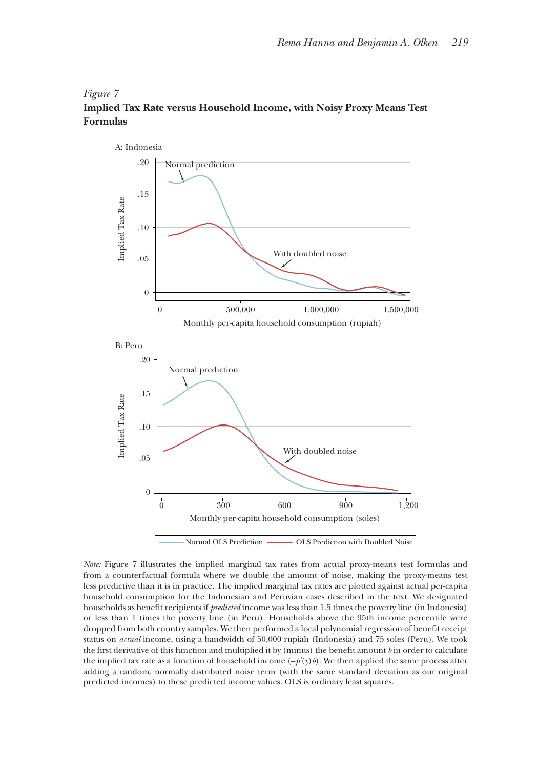*Figure 7*

**Implied Tax Rate versus Household Income, with Noisy Proxy Means Test Formulas**

A: Indonesia

B: Peru

*Note:* Figure 7 illustrates the implied marginal tax rates from actual proxy-means test formulas and from a counterfactual formula where we double the amount of noise, making the proxy-means test less predictive than it is in practice. The implied marginal tax rates are plotted against actual per-capita household consumption for the Indonesian and Peruvian cases described in the text. We designated households as benefit recipients if *predicted* income was less than 1.5 times the poverty line (in Indonesia) or less than 1 times the poverty line (in Peru). Households above the 95th income percentile were dropped from both country samples. We then performed a local polynomial regression of benefit receipt status on *actual* income, using a bandwidth of 50,000 rupiah (Indonesia) and 75 soles (Peru). We took the first derivative of this function and multiplied it by (minus) the benefit amount $b$ in order to calculate the implied tax rate as a function of household income $(-p'(y)b)$. We then applied the same process after adding a random, normally distributed noise term (with the same standard deviation as our original predicted incomes) to these predicted income values. OLS is ordinary least squares.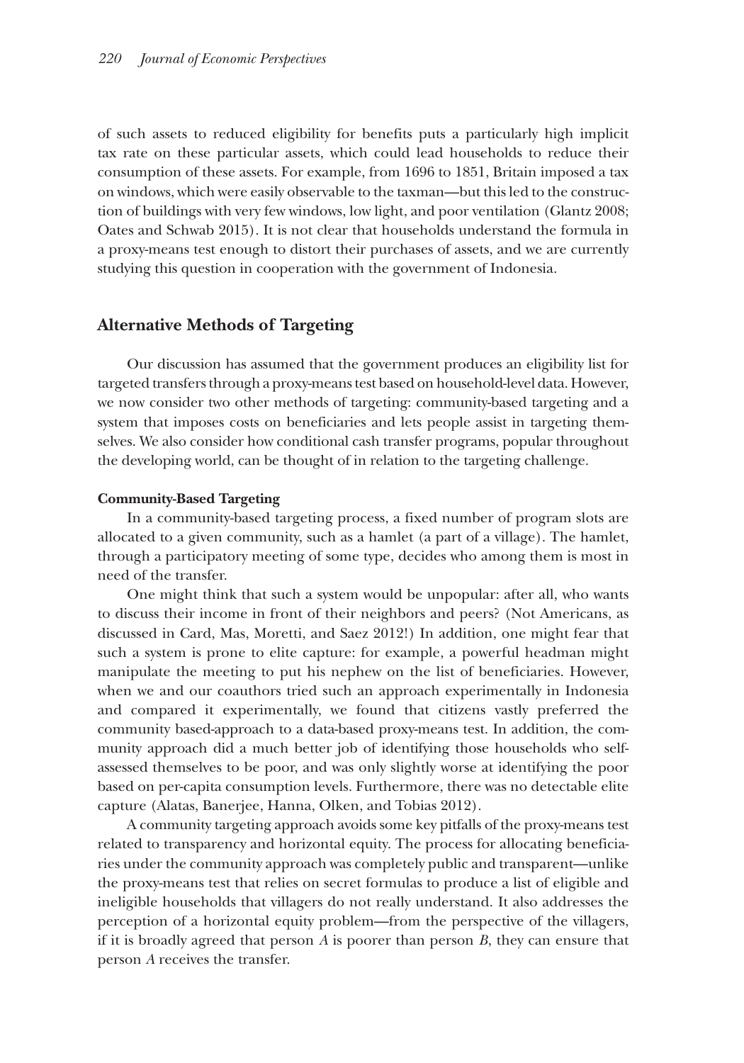of such assets to reduced eligibility for benefits puts a particularly high implicit tax rate on these particular assets, which could lead households to reduce their consumption of these assets. For example, from 1696 to 1851, Britain imposed a tax on windows, which were easily observable to the taxman—but this led to the construction of buildings with very few windows, low light, and poor ventilation (Glantz 2008; Oates and Schwab 2015). It is not clear that households understand the formula in a proxy-means test enough to distort their purchases of assets, and we are currently studying this question in cooperation with the government of Indonesia.

## Alternative Methods of Targeting

Our discussion has assumed that the government produces an eligibility list for targeted transfers through a proxy-means test based on household-level data. However, we now consider two other methods of targeting: community-based targeting and a system that imposes costs on beneficiaries and lets people assist in targeting themselves. We also consider how conditional cash transfer programs, popular throughout the developing world, can be thought of in relation to the targeting challenge.

### Community-Based Targeting

In a community-based targeting process, a fixed number of program slots are allocated to a given community, such as a hamlet (a part of a village). The hamlet, through a participatory meeting of some type, decides who among them is most in need of the transfer.

One might think that such a system would be unpopular: after all, who wants to discuss their income in front of their neighbors and peers? (Not Americans, as discussed in Card, Mas, Moretti, and Saez 2012!) In addition, one might fear that such a system is prone to elite capture: for example, a powerful headman might manipulate the meeting to put his nephew on the list of beneficiaries. However, when we and our coauthors tried such an approach experimentally in Indonesia and compared it experimentally, we found that citizens vastly preferred the community based-approach to a data-based proxy-means test. In addition, the community approach did a much better job of identifying those households who self-assessed themselves to be poor, and was only slightly worse at identifying the poor based on per-capita consumption levels. Furthermore, there was no detectable elite capture (Alatas, Banerjee, Hanna, Olken, and Tobias 2012).

A community targeting approach avoids some key pitfalls of the proxy-means test related to transparency and horizontal equity. The process for allocating beneficiaries under the community approach was completely public and transparent—unlike the proxy-means test that relies on secret formulas to produce a list of eligible and ineligible households that villagers do not really understand. It also addresses the perception of a horizontal equity problem—from the perspective of the villagers, if it is broadly agreed that person *A* is poorer than person *B*, they can ensure that person *A* receives the transfer.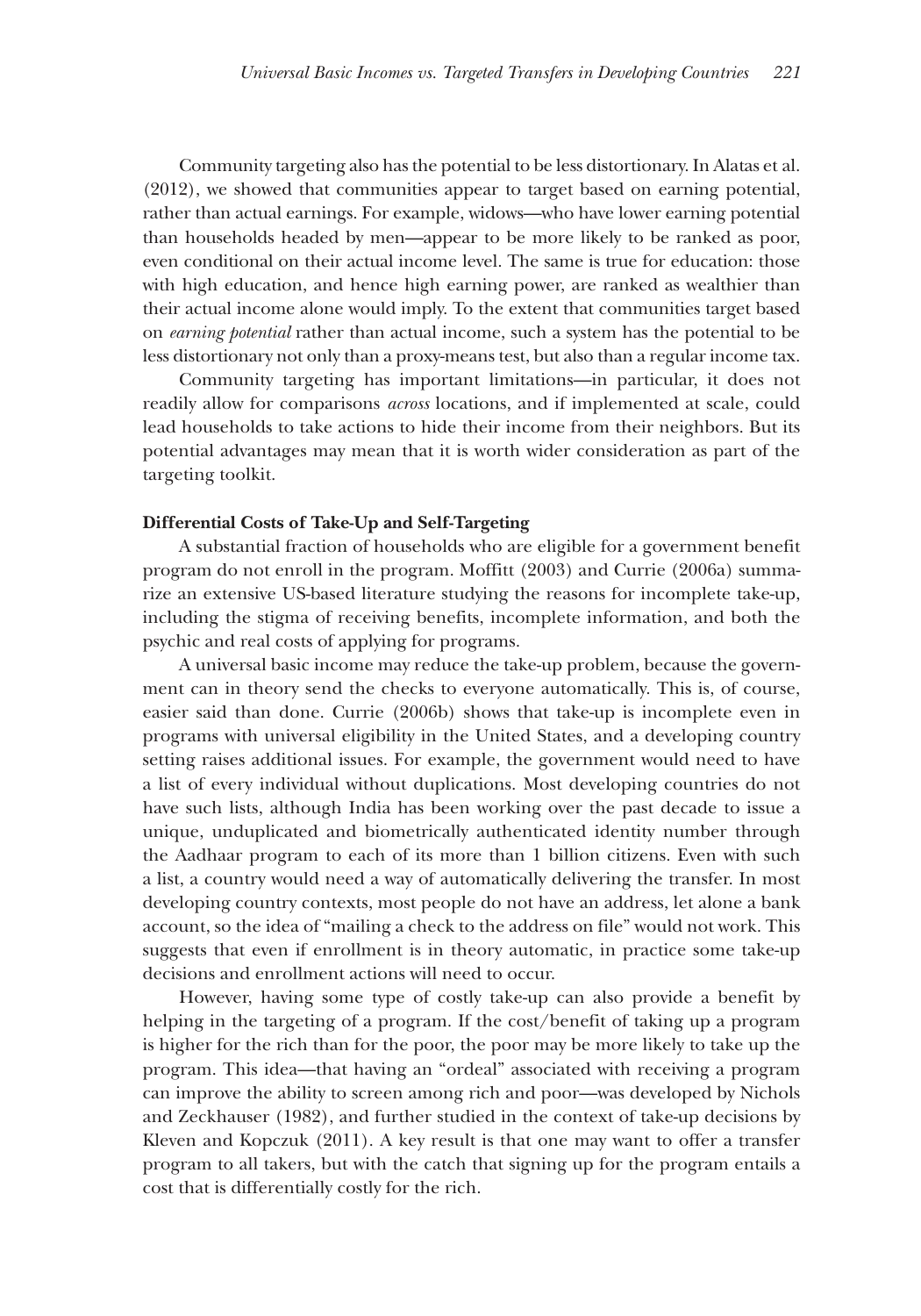Community targeting also has the potential to be less distortionary. In Alatas et al. (2012), we showed that communities appear to target based on earning potential, rather than actual earnings. For example, widows—who have lower earning potential than households headed by men—appear to be more likely to be ranked as poor, even conditional on their actual income level. The same is true for education: those with high education, and hence high earning power, are ranked as wealthier than their actual income alone would imply. To the extent that communities target based on *earning potential* rather than actual income, such a system has the potential to be less distortionary not only than a proxy-means test, but also than a regular income tax.

Community targeting has important limitations—in particular, it does not readily allow for comparisons *across* locations, and if implemented at scale, could lead households to take actions to hide their income from their neighbors. But its potential advantages may mean that it is worth wider consideration as part of the targeting toolkit.

**Differential Costs of Take-Up and Self-Targeting**

A substantial fraction of households who are eligible for a government benefit program do not enroll in the program. Moffitt (2003) and Currie (2006a) summarize an extensive US-based literature studying the reasons for incomplete take-up, including the stigma of receiving benefits, incomplete information, and both the psychic and real costs of applying for programs.

A universal basic income may reduce the take-up problem, because the government can in theory send the checks to everyone automatically. This is, of course, easier said than done. Currie (2006b) shows that take-up is incomplete even in programs with universal eligibility in the United States, and a developing country setting raises additional issues. For example, the government would need to have a list of every individual without duplications. Most developing countries do not have such lists, although India has been working over the past decade to issue a unique, unduplicated and biometrically authenticated identity number through the Aadhaar program to each of its more than 1 billion citizens. Even with such a list, a country would need a way of automatically delivering the transfer. In most developing country contexts, most people do not have an address, let alone a bank account, so the idea of "mailing a check to the address on file" would not work. This suggests that even if enrollment is in theory automatic, in practice some take-up decisions and enrollment actions will need to occur.

However, having some type of costly take-up can also provide a benefit by helping in the targeting of a program. If the cost/benefit of taking up a program is higher for the rich than for the poor, the poor may be more likely to take up the program. This idea—that having an "ordeal" associated with receiving a program can improve the ability to screen among rich and poor—was developed by Nichols and Zeckhauser (1982), and further studied in the context of take-up decisions by Kleven and Kopczuk (2011). A key result is that one may want to offer a transfer program to all takers, but with the catch that signing up for the program entails a cost that is differentially costly for the rich.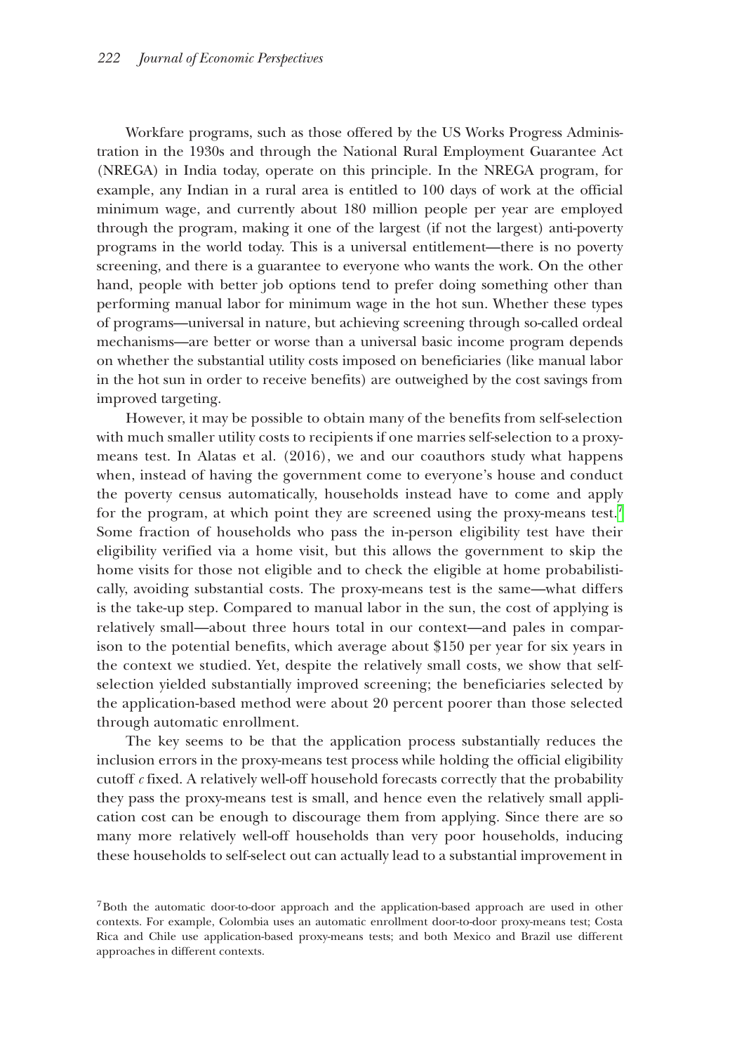Workfare programs, such as those offered by the US Works Progress Administration in the 1930s and through the National Rural Employment Guarantee Act (NREGA) in India today, operate on this principle. In the NREGA program, for example, any Indian in a rural area is entitled to 100 days of work at the official minimum wage, and currently about 180 million people per year are employed through the program, making it one of the largest (if not the largest) anti-poverty programs in the world today. This is a universal entitlement—there is no poverty screening, and there is a guarantee to everyone who wants the work. On the other hand, people with better job options tend to prefer doing something other than performing manual labor for minimum wage in the hot sun. Whether these types of programs—universal in nature, but achieving screening through so-called ordeal mechanisms—are better or worse than a universal basic income program depends on whether the substantial utility costs imposed on beneficiaries (like manual labor in the hot sun in order to receive benefits) are outweighed by the cost savings from improved targeting.

However, it may be possible to obtain many of the benefits from self-selection with much smaller utility costs to recipients if one marries self-selection to a proxy-means test. In Alatas et al. (2016), we and our coauthors study what happens when, instead of having the government come to everyone's house and conduct the poverty census automatically, households instead have to come and apply for the program, at which point they are screened using the proxy-means test.[7] Some fraction of households who pass the in-person eligibility test have their eligibility verified via a home visit, but this allows the government to skip the home visits for those not eligible and to check the eligible at home probabilistically, avoiding substantial costs. The proxy-means test is the same—what differs is the take-up step. Compared to manual labor in the sun, the cost of applying is relatively small—about three hours total in our context—and pales in comparison to the potential benefits, which average about $150 per year for six years in the context we studied. Yet, despite the relatively small costs, we show that self-selection yielded substantially improved screening; the beneficiaries selected by the application-based method were about 20 percent poorer than those selected through automatic enrollment.

The key seems to be that the application process substantially reduces the inclusion errors in the proxy-means test process while holding the official eligibility cutoff $c$ fixed. A relatively well-off household forecasts correctly that the probability they pass the proxy-means test is small, and hence even the relatively small application cost can be enough to discourage them from applying. Since there are so many more relatively well-off households than very poor households, inducing these households to self-select out can actually lead to a substantial improvement in

[7] Both the automatic door-to-door approach and the application-based approach are used in other contexts. For example, Colombia uses an automatic enrollment door-to-door proxy-means test; Costa Rica and Chile use application-based proxy-means tests; and both Mexico and Brazil use different approaches in different contexts.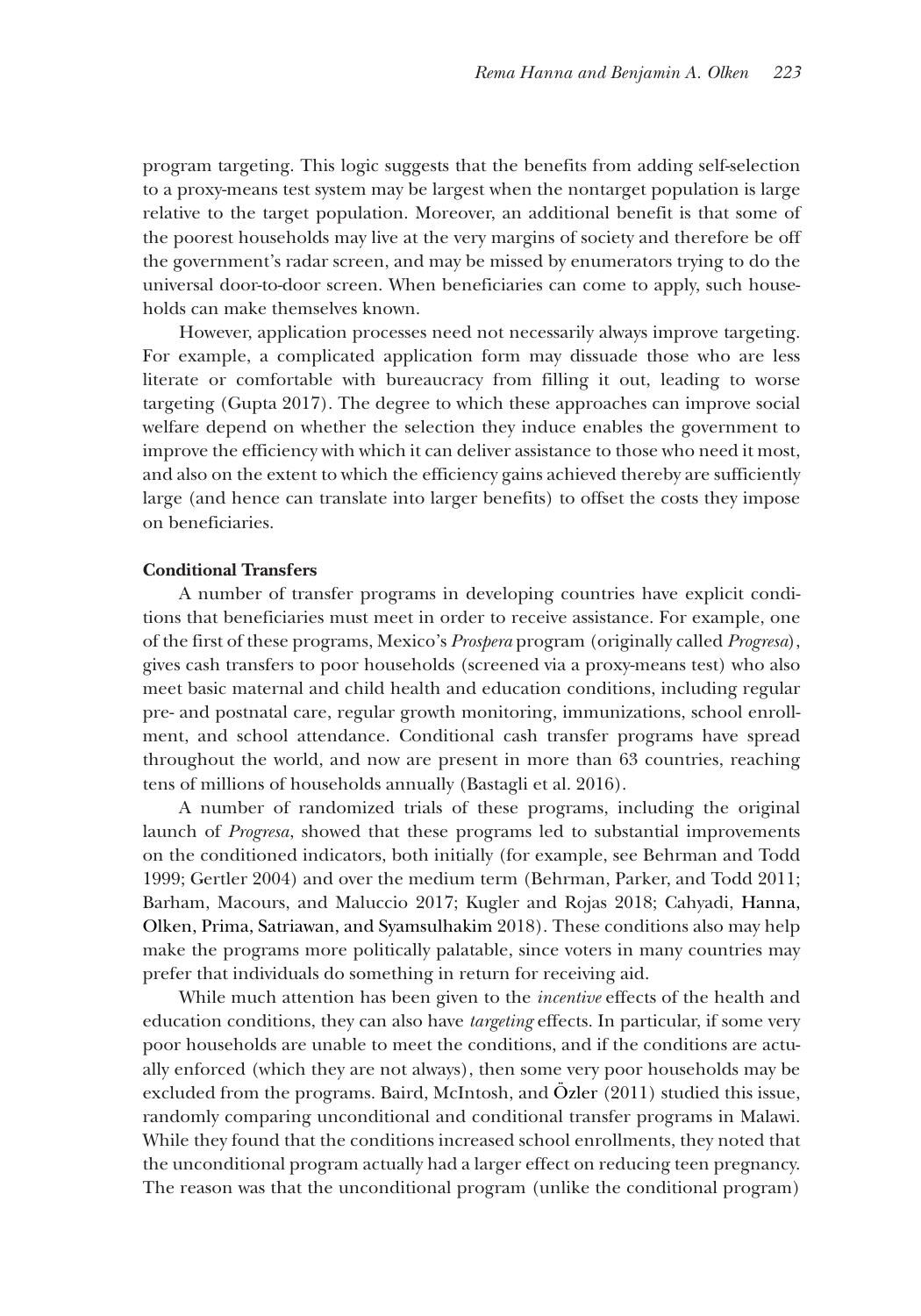program targeting. This logic suggests that the benefits from adding self-selection to a proxy-means test system may be largest when the nontarget population is large relative to the target population. Moreover, an additional benefit is that some of the poorest households may live at the very margins of society and therefore be off the government's radar screen, and may be missed by enumerators trying to do the universal door-to-door screen. When beneficiaries can come to apply, such households can make themselves known.

However, application processes need not necessarily always improve targeting. For example, a complicated application form may dissuade those who are less literate or comfortable with bureaucracy from filling it out, leading to worse targeting (Gupta 2017). The degree to which these approaches can improve social welfare depend on whether the selection they induce enables the government to improve the efficiency with which it can deliver assistance to those who need it most, and also on the extent to which the efficiency gains achieved thereby are sufficiently large (and hence can translate into larger benefits) to offset the costs they impose on beneficiaries.

**Conditional Transfers**

A number of transfer programs in developing countries have explicit conditions that beneficiaries must meet in order to receive assistance. For example, one of the first of these programs, Mexico's *Prospera* program (originally called *Progresa*), gives cash transfers to poor households (screened via a proxy-means test) who also meet basic maternal and child health and education conditions, including regular pre- and postnatal care, regular growth monitoring, immunizations, school enrollment, and school attendance. Conditional cash transfer programs have spread throughout the world, and now are present in more than 63 countries, reaching tens of millions of households annually (Bastagli et al. 2016).

A number of randomized trials of these programs, including the original launch of *Progresa*, showed that these programs led to substantial improvements on the conditioned indicators, both initially (for example, see Behrman and Todd 1999; Gertler 2004) and over the medium term (Behrman, Parker, and Todd 2011; Barham, Macours, and Maluccio 2017; Kugler and Rojas 2018; Cahyadi, Hanna, Olken, Prima, Satriawan, and Syamsulhakim 2018). These conditions also may help make the programs more politically palatable, since voters in many countries may prefer that individuals do something in return for receiving aid.

While much attention has been given to the *incentive* effects of the health and education conditions, they can also have *targeting* effects. In particular, if some very poor households are unable to meet the conditions, and if the conditions are actually enforced (which they are not always), then some very poor households may be excluded from the programs. Baird, McIntosh, and Özler (2011) studied this issue, randomly comparing unconditional and conditional transfer programs in Malawi. While they found that the conditions increased school enrollments, they noted that the unconditional program actually had a larger effect on reducing teen pregnancy. The reason was that the unconditional program (unlike the conditional program)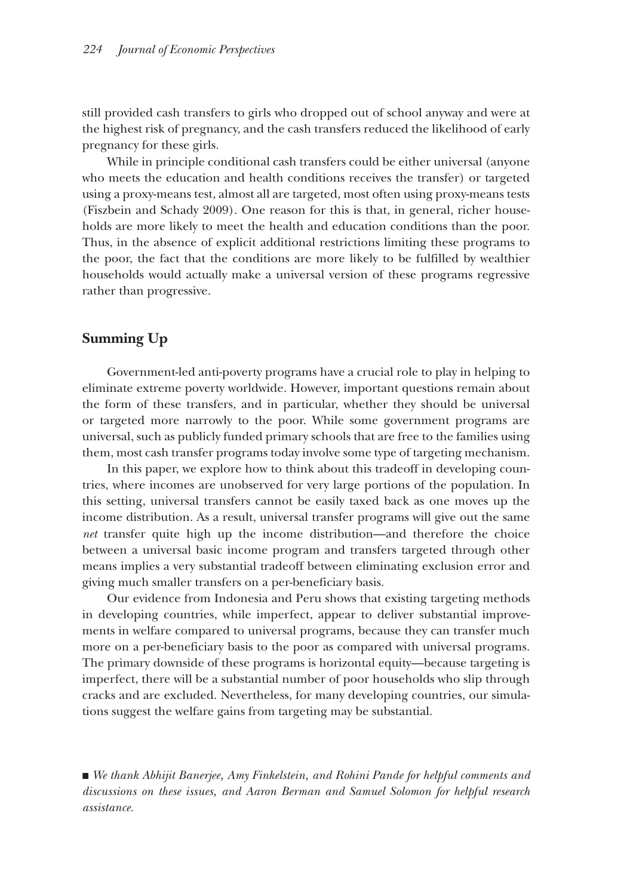still provided cash transfers to girls who dropped out of school anyway and were at the highest risk of pregnancy, and the cash transfers reduced the likelihood of early pregnancy for these girls.

While in principle conditional cash transfers could be either universal (anyone who meets the education and health conditions receives the transfer) or targeted using a proxy-means test, almost all are targeted, most often using proxy-means tests (Fiszbein and Schady 2009). One reason for this is that, in general, richer households are more likely to meet the health and education conditions than the poor. Thus, in the absence of explicit additional restrictions limiting these programs to the poor, the fact that the conditions are more likely to be fulfilled by wealthier households would actually make a universal version of these programs regressive rather than progressive.

## Summing Up

Government-led anti-poverty programs have a crucial role to play in helping to eliminate extreme poverty worldwide. However, important questions remain about the form of these transfers, and in particular, whether they should be universal or targeted more narrowly to the poor. While some government programs are universal, such as publicly funded primary schools that are free to the families using them, most cash transfer programs today involve some type of targeting mechanism.

In this paper, we explore how to think about this tradeoff in developing countries, where incomes are unobserved for very large portions of the population. In this setting, universal transfers cannot be easily taxed back as one moves up the income distribution. As a result, universal transfer programs will give out the same *net* transfer quite high up the income distribution—and therefore the choice between a universal basic income program and transfers targeted through other means implies a very substantial tradeoff between eliminating exclusion error and giving much smaller transfers on a per-beneficiary basis.

Our evidence from Indonesia and Peru shows that existing targeting methods in developing countries, while imperfect, appear to deliver substantial improvements in welfare compared to universal programs, because they can transfer much more on a per-beneficiary basis to the poor as compared with universal programs. The primary downside of these programs is horizontal equity—because targeting is imperfect, there will be a substantial number of poor households who slip through cracks and are excluded. Nevertheless, for many developing countries, our simulations suggest the welfare gains from targeting may be substantial.

■ *We thank Abhijit Banerjee, Amy Finkelstein, and Rohini Pande for helpful comments and discussions on these issues, and Aaron Berman and Samuel Solomon for helpful research assistance.*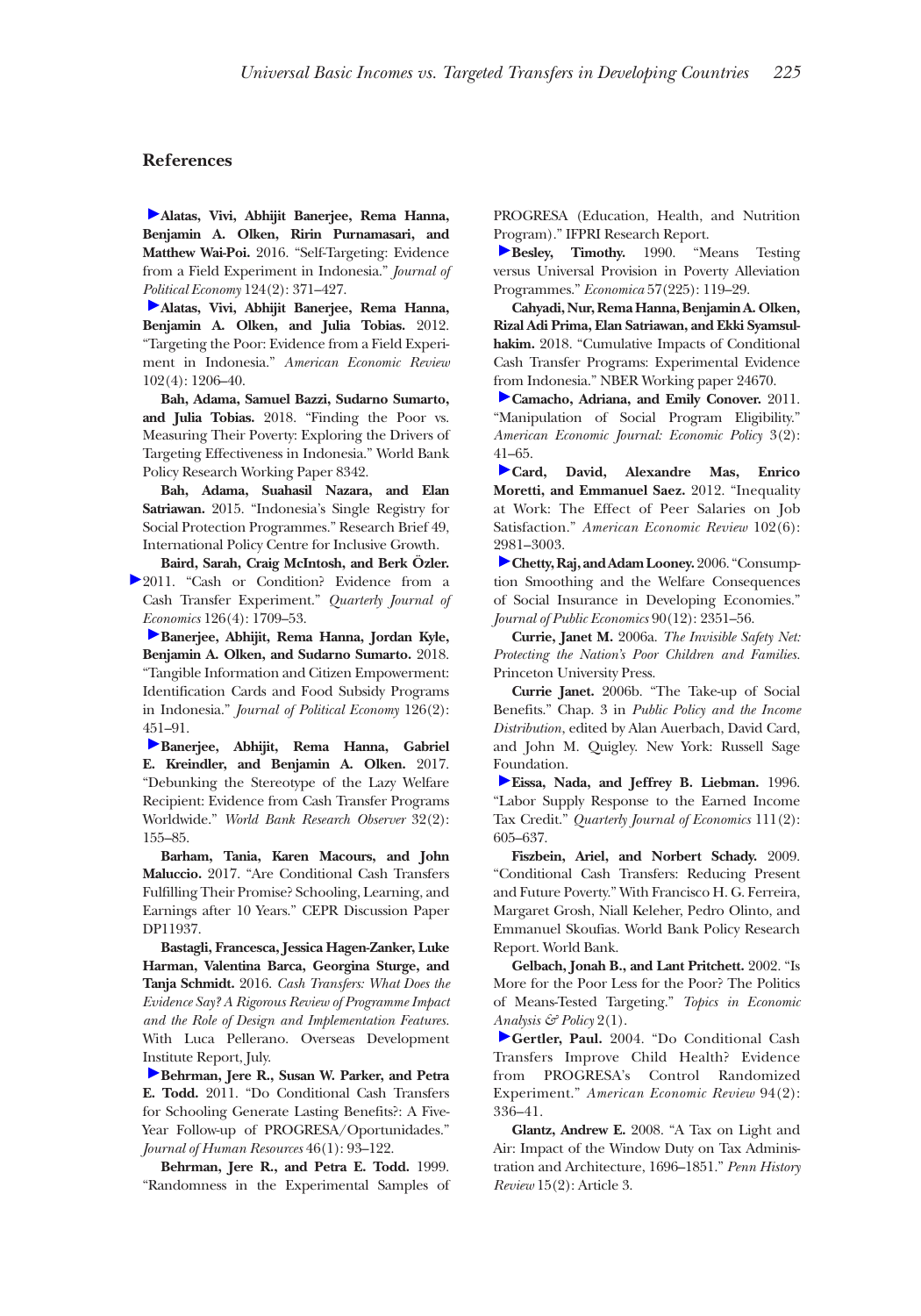## References

**Alatas, Vivi, Abhijit Banerjee, Rema Hanna, Benjamin A. Olken, Ririn Purnamasari, and Matthew Wai-Poi.** 2016. "Self-Targeting: Evidence from a Field Experiment in Indonesia." *Journal of Political Economy* 124(2): 371–427.

**Alatas, Vivi, Abhijit Banerjee, Rema Hanna, Benjamin A. Olken, and Julia Tobias.** 2012. "Targeting the Poor: Evidence from a Field Experiment in Indonesia." *American Economic Review* 102(4): 1206–40.

**Bah, Adama, Samuel Bazzi, Sudarno Sumarto, and Julia Tobias.** 2018. "Finding the Poor vs. Measuring Their Poverty: Exploring the Drivers of Targeting Effectiveness in Indonesia." World Bank Policy Research Working Paper 8342.

**Bah, Adama, Suahasil Nazara, and Elan Satriawan.** 2015. "Indonesia's Single Registry for Social Protection Programmes." Research Brief 49, International Policy Centre for Inclusive Growth.

**Baird, Sarah, Craig McIntosh, and Berk Özler.** 2011. "Cash or Condition? Evidence from a Cash Transfer Experiment." *Quarterly Journal of Economics* 126(4): 1709–53.

**Banerjee, Abhijit, Rema Hanna, Jordan Kyle, Benjamin A. Olken, and Sudarno Sumarto.** 2018. "Tangible Information and Citizen Empowerment: Identification Cards and Food Subsidy Programs in Indonesia." *Journal of Political Economy* 126(2): 451–91.

**Banerjee, Abhijit, Rema Hanna, Gabriel E. Kreindler, and Benjamin A. Olken.** 2017. "Debunking the Stereotype of the Lazy Welfare Recipient: Evidence from Cash Transfer Programs Worldwide." *World Bank Research Observer* 32(2): 155–85.

**Barham, Tania, Karen Macours, and John Maluccio.** 2017. "Are Conditional Cash Transfers Fulfilling Their Promise? Schooling, Learning, and Earnings after 10 Years." CEPR Discussion Paper DP11937.

**Bastagli, Francesca, Jessica Hagen-Zanker, Luke Harman, Valentina Barca, Georgina Sturge, and Tanja Schmidt.** 2016. *Cash Transfers: What Does the Evidence Say? A Rigorous Review of Programme Impact and the Role of Design and Implementation Features.* With Luca Pellerano. Overseas Development Institute Report, July.

**Behrman, Jere R., Susan W. Parker, and Petra E. Todd.** 2011. "Do Conditional Cash Transfers for Schooling Generate Lasting Benefits?: A Five-Year Follow-up of PROGRESA/Oportunidades." *Journal of Human Resources* 46(1): 93–122.

**Behrman, Jere R., and Petra E. Todd.** 1999. "Randomness in the Experimental Samples of PROGRESA (Education, Health, and Nutrition Program)." IFPRI Research Report.

**Besley, Timothy.** 1990. "Means Testing versus Universal Provision in Poverty Alleviation Programmes." *Economica* 57(225): 119–29.

**Cahyadi, Nur, Rema Hanna, Benjamin A. Olken, Rizal Adi Prima, Elan Satriawan, and Ekki Syamsulhakim.** 2018. "Cumulative Impacts of Conditional Cash Transfer Programs: Experimental Evidence from Indonesia." NBER Working paper 24670.

**Camacho, Adriana, and Emily Conover.** 2011. "Manipulation of Social Program Eligibility." *American Economic Journal: Economic Policy* 3(2): 41–65.

**Card, David, Alexandre Mas, Enrico Moretti, and Emmanuel Saez.** 2012. "Inequality at Work: The Effect of Peer Salaries on Job Satisfaction." *American Economic Review* 102(6): 2981–3003.

**Chetty, Raj, and Adam Looney.** 2006. "Consumption Smoothing and the Welfare Consequences of Social Insurance in Developing Economies." *Journal of Public Economics* 90(12): 2351–56.

**Currie, Janet M.** 2006a. *The Invisible Safety Net: Protecting the Nation's Poor Children and Families.* Princeton University Press.

**Currie Janet.** 2006b. "The Take-up of Social Benefits." Chap. 3 in *Public Policy and the Income Distribution*, edited by Alan Auerbach, David Card, and John M. Quigley. New York: Russell Sage Foundation.

**Eissa, Nada, and Jeffrey B. Liebman.** 1996. "Labor Supply Response to the Earned Income Tax Credit." *Quarterly Journal of Economics* 111(2): 605–637.

**Fiszbein, Ariel, and Norbert Schady.** 2009. "Conditional Cash Transfers: Reducing Present and Future Poverty." With Francisco H. G. Ferreira, Margaret Grosh, Niall Keleher, Pedro Olinto, and Emmanuel Skoufias. World Bank Policy Research Report. World Bank.

**Gelbach, Jonah B., and Lant Pritchett.** 2002. "Is More for the Poor Less for the Poor? The Politics of Means-Tested Targeting." *Topics in Economic Analysis & Policy* 2(1).

**Gertler, Paul.** 2004. "Do Conditional Cash Transfers Improve Child Health? Evidence from PROGRESA's Control Randomized Experiment." *American Economic Review* 94(2): 336–41.

**Glantz, Andrew E.** 2008. "A Tax on Light and Air: Impact of the Window Duty on Tax Administration and Architecture, 1696–1851." *Penn History Review* 15(2): Article 3.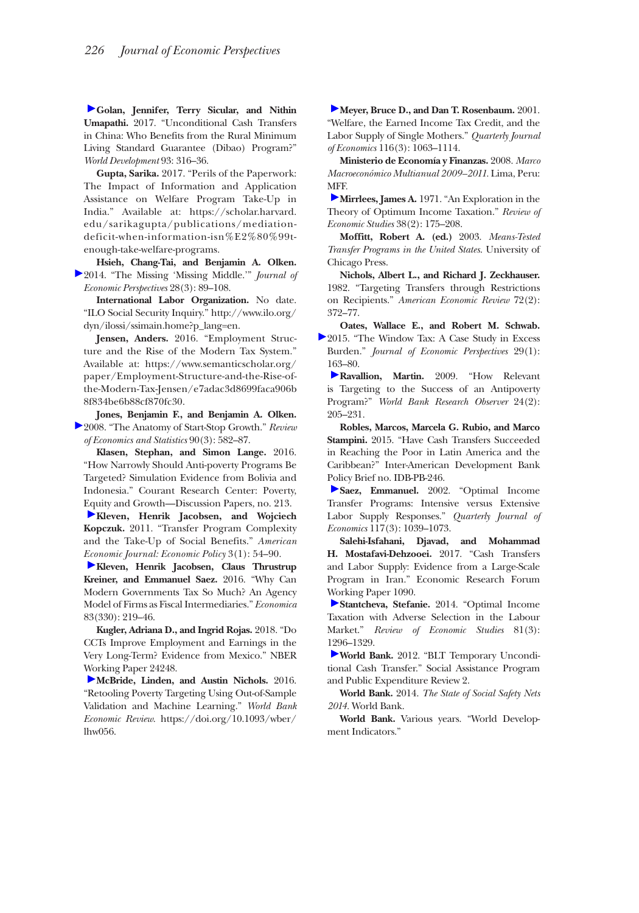**Golan, Jennifer, Terry Sicular, and Nithin Umapathi.** 2017. "Unconditional Cash Transfers in China: Who Benefits from the Rural Minimum Living Standard Guarantee (Dibao) Program?" *World Development* 93: 316–36.

**Gupta, Sarika.** 2017. "Perils of the Paperwork: The Impact of Information and Application Assistance on Welfare Program Take-Up in India." Available at: https://scholar.harvard.edu/sarikagupta/publications/mediation-deficit-when-information-isn%E2%80%99t-enough-take-welfare-programs.

**Hsieh, Chang-Tai, and Benjamin A. Olken.** 2014. "The Missing 'Missing Middle.'" *Journal of Economic Perspectives* 28(3): 89–108.

**International Labor Organization.** No date. "ILO Social Security Inquiry." http://www.ilo.org/dyn/ilossi/ssimain.home?p_lang=en.

**Jensen, Anders.** 2016. "Employment Structure and the Rise of the Modern Tax System." Available at: https://www.semanticscholar.org/paper/Employment-Structure-and-the-Rise-of-the-Modern-Tax-Jensen/e7adac3d8699faca906b8f834be6b88cf870fc30.

**Jones, Benjamin F., and Benjamin A. Olken.** 2008. "The Anatomy of Start-Stop Growth." *Review of Economics and Statistics* 90(3): 582–87.

**Klasen, Stephan, and Simon Lange.** 2016. "How Narrowly Should Anti-poverty Programs Be Targeted? Simulation Evidence from Bolivia and Indonesia." Courant Research Center: Poverty, Equity and Growth—Discussion Papers, no. 213.

**Kleven, Henrik Jacobsen, and Wojciech Kopczuk.** 2011. "Transfer Program Complexity and the Take-Up of Social Benefits." *American Economic Journal: Economic Policy* 3(1): 54–90.

**Kleven, Henrik Jacobsen, Claus Thrustrup Kreiner, and Emmanuel Saez.** 2016. "Why Can Modern Governments Tax So Much? An Agency Model of Firms as Fiscal Intermediaries." *Economica* 83(330): 219–46.

**Kugler, Adriana D., and Ingrid Rojas.** 2018. "Do CCTs Improve Employment and Earnings in the Very Long-Term? Evidence from Mexico." NBER Working Paper 24248.

**McBride, Linden, and Austin Nichols.** 2016. "Retooling Poverty Targeting Using Out-of-Sample Validation and Machine Learning." *World Bank Economic Review*. https://doi.org/10.1093/wber/lhw056.

**Meyer, Bruce D., and Dan T. Rosenbaum.** 2001. "Welfare, the Earned Income Tax Credit, and the Labor Supply of Single Mothers." *Quarterly Journal of Economics* 116(3): 1063–1114.

**Ministerio de Economía y Finanzas.** 2008. *Marco Macroeconómico Multianual 2009–2011*. Lima, Peru: MFF.

**Mirrlees, James A.** 1971. "An Exploration in the Theory of Optimum Income Taxation." *Review of Economic Studies* 38(2): 175–208.

**Moffitt, Robert A. (ed.)** 2003. *Means-Tested Transfer Programs in the United States*. University of Chicago Press.

**Nichols, Albert L., and Richard J. Zeckhauser.** 1982. "Targeting Transfers through Restrictions on Recipients." *American Economic Review* 72(2): 372–77.

**Oates, Wallace E., and Robert M. Schwab.** 2015. "The Window Tax: A Case Study in Excess Burden." *Journal of Economic Perspectives* 29(1): 163–80.

**Ravallion, Martin.** 2009. "How Relevant is Targeting to the Success of an Antipoverty Program?" *World Bank Research Observer* 24(2): 205–231.

**Robles, Marcos, Marcela G. Rubio, and Marco Stampini.** 2015. "Have Cash Transfers Succeeded in Reaching the Poor in Latin America and the Caribbean?" Inter-American Development Bank Policy Brief no. IDB-PB-246.

**Saez, Emmanuel.** 2002. "Optimal Income Transfer Programs: Intensive versus Extensive Labor Supply Responses." *Quarterly Journal of Economics* 117(3): 1039–1073.

**Salehi-Isfahani, Djavad, and Mohammad H. Mostafavi-Dehzooei.** 2017. "Cash Transfers and Labor Supply: Evidence from a Large-Scale Program in Iran." Economic Research Forum Working Paper 1090.

**Stantcheva, Stefanie.** 2014. "Optimal Income Taxation with Adverse Selection in the Labour Market." *Review of Economic Studies* 81(3): 1296–1329.

**World Bank.** 2012. "BLT Temporary Unconditional Cash Transfer." Social Assistance Program and Public Expenditure Review 2.

**World Bank.** 2014. *The State of Social Safety Nets 2014*. World Bank.

**World Bank.** Various years. "World Development Indicators."